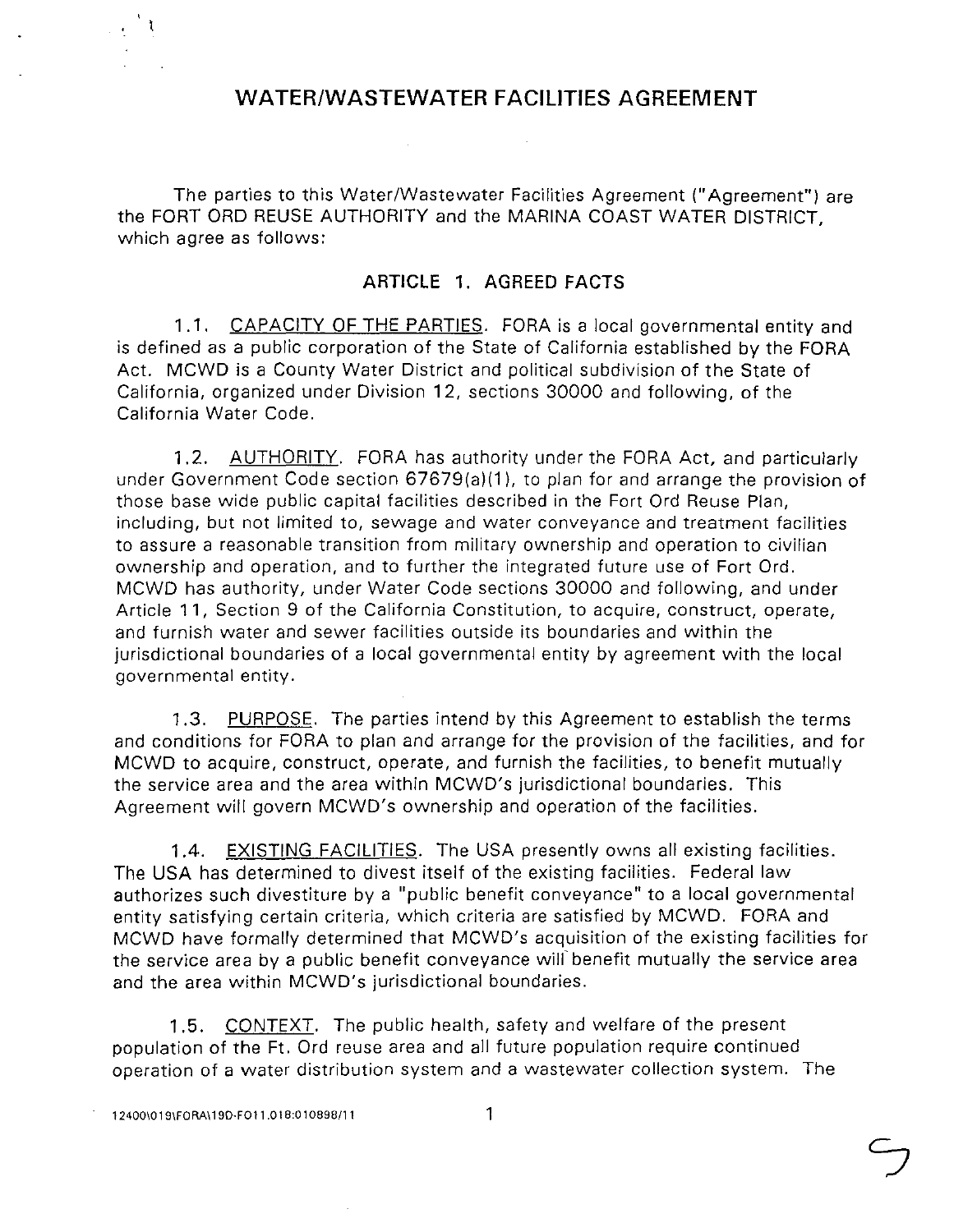# WATER/WASTEWATER FACILITIES AGREEMENT

The parties to this Water/Wastewater Facilities Agreement ("Agreement") are the FORT ORD REUSE AUTHORITY and the MARINA COAST WATER DISTRICT, which agree as follows:

## ARTICLE 1. AGREED FACTS

1.1. CAPACITY OF THE PARTIES. FORA is a local governmental entity and is defined as a public corporation of the State of California established by the FORA Act. MCWD is a County Water District and political subdivision of the State of California, organized under Division 12, sections 30000 and following, of the California Water Code.

1.2. AUTHORITY. FORA has authority under the FORA Act, and particularly under Government Code section 67679(a)(1), to plan for and arrange the provision of those base wide public capital facilities described in the Fort Ord Reuse Plan, including, but not limited to, sewage and water conveyance and treatment facilities to assure a reasonable transition from military ownership and operation to civilian ownership and operation, and to further the integrated future use of Fort Ord. MCWD has authority, under Water Code sections 30000 and following, and under Article 11, Section 9 of the California Constitution, to acquire, construct, operate, and furnish water and sewer facilities outside its boundaries and within the jurisdictional boundaries of a local governmental entity by agreement with the local governmental entity.

1.3. PURPOSE. The parties intend by this Agreement to establish the terms and conditions for FORA to plan and arrange for the provision of the facilities, and for MCWD to acquire, construct, operate, and furnish the facilities, to benefit mutually the service area and the area within MCWD's jurisdictional boundaries. This Agreement will govern MCWD's ownership and operation of the facilities.

1.4. EXISTING FACILITIES. The USA presently owns all existing facilities. The USA has determined to divest itself of the existing facilities. Federal law authorizes such divestiture by a "public benefit conveyance" to a local governmental entity satisfying certain criteria, which criteria are satisfied by MCWD. FORA and MCWD have formally determined that MCWD's acquisition of the existing facilities for the service area by a public benefit conveyance will benefit mutually the service area and the area within MCWD's jurisdictional boundaries.

1.5. CONTEXT. The public health, safety and welfare of the present population of the Ft. Ord reuse area and all future population require continued operation of a water distribution system and a wastewater collection system. The

12400\019\FORA\19D-FO11.018:010898/11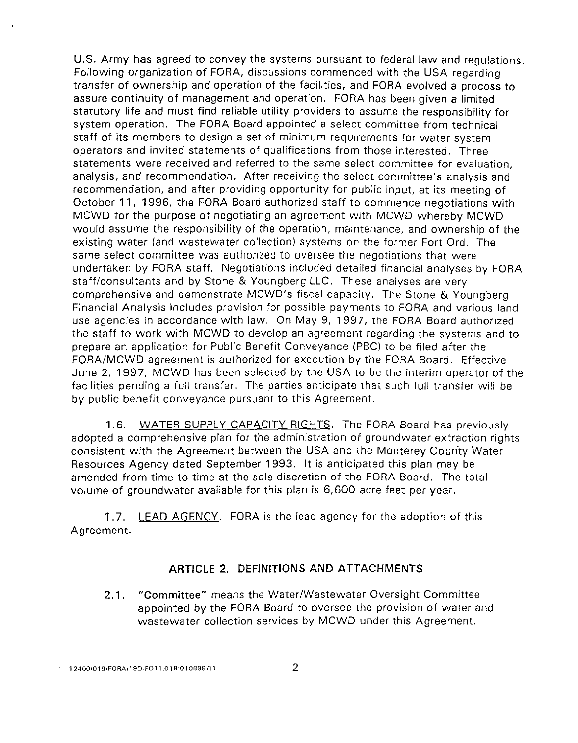U.S. Army has agreed to convey the systems pursuant to federal law and regulations. Following organization of FORA, discussions commenced with the USA regarding transfer of ownership and operation of the facilities, and FORA evolved a process to assure continuity of management and operation. FORA has been given a limited statutory life and must find reliable utility providers to assume the responsibility for system operation. The FORA Board appointed a select committee from technical staff of its members to design a set of minimum requirements for water system operators and invited statements of qualifications from those interested. Three statements were received and referred to the same select committee for evaluation, analysis, and recommendation. After receiving the select committee's analysis and recommendation, and after providing opportunity for public input, at its meeting of October 11, 1996, the FORA Board authorized staff to commence negotiations with MCWD for the purpose of negotiating an agreement with MCWD whereby MCWD would assume the responsibility of the operation, maintenance, and ownership of the existing water (and wastewater collection) systems on the former Fort Ord. The same select committee was authorized to oversee the negotiations that were undertaken by FORA staff. Negotiations included detailed financial analyses by FORA staff/consultants and by Stone & Youngberg LLC. These analyses are very comprehensive and demonstrate MCWD's fiscal capacity. The Stone & Youngberg Financial Analysis includes provision for possible payments to FORA and various land use agencies in accordance with law. On May 9, 1997, the FORA Board authorized the staff to work with MCWD to develop an agreement regarding the systems and to prepare an application for Public Benefit Conveyance (PBC) to be filed after the FORA/MCWD agreement is authorized for execution by the FORA Board. Effective June 2, 1997, MCWD has been selected by the USA to be the interim operator of the facilities pending a full transfer. The parties anticipate that such full transfer will be by public benefit conveyance pursuant to this Agreement.

1.6. WATER SUPPLY CAPACITY RIGHTS. The FORA Board has previously adopted a comprehensive plan for the administration of groundwater extraction rights consistent with the Agreement between the USA and the Monterey County Water Resources Agency dated September 1993. It is anticipated this plan may be amended from time to time at the sole discretion of the FORA Board. The total volume of groundwater available for this plan is 6,600 acre feet per year.

1.7. LEAD AGENCY. FORA is the lead agency for the adoption of this Agreement.

## ARTICLE 2. DEFINITIONS AND ATTACHMENTS

2.1. **"Committee"** means the Water/Wastewater Oversight Committee appointed by the FORA Board to oversee the provision of water and wastewater collection services by MCWD under this Agreement.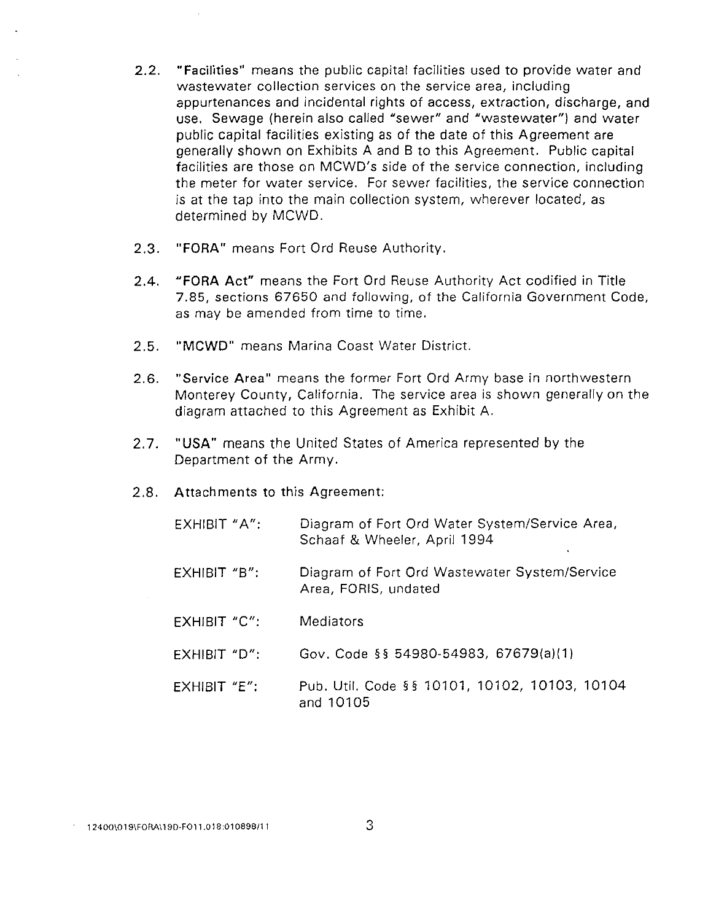2.2. **"Facilities"** means the public capital facilities used to provide water and wastewater collection services on the service area, including appurtenances and incidental rights of access, extraction, discharge, and use. Sewage (herein also called "sewer" and "wastewater") and water public capital facilities existing as of the date of this Agreement are generally shown on Exhibits A and B to this Agreement. Public capital facilities are those on MCWD's side of the service connection, including the meter for water service. For sewer facilities, the service connection is at the tap into the main collection system, wherever located, as determined by MCWD.

2.3. **"FORA"** means Fort Ord Reuse Authority.

2.4. **"FORA Act"** means the Fort Ord Reuse Authority Act codified in Title 7.85, sections 67650 and following, of the California Government Code, as may be amended from time to time.

2.5. **"MCWD"** means Marina Coast Water District.

2.6. **"Service Area"** means the former Fort Ord Army base in northwestern Monterey County, California. The service area is shown generally on the diagram attached to this Agreement as Exhibit A.

2.7. **"USA"** means the United States of America represented by the Department of the Army.

2.8. Attachments to this Agreement:

| | |
|---|---|
| EXHIBIT "A": | Diagram of Fort Ord Water System/Service Area, Schaaf & Wheeler, April 1994 |
| EXHIBIT "B": | Diagram of Fort Ord Wastewater System/Service Area, FORIS, undated |
| EXHIBIT "C": | Mediators |
| EXHIBIT "D": | Gov. Code §§ 54980-54983, 67679(a)(1) |
| EXHIBIT "E": | Pub. Util. Code §§ 10101, 10102, 10103, 10104 and 10105 |

12400\019\FORA\19D-FO11.018:010898/11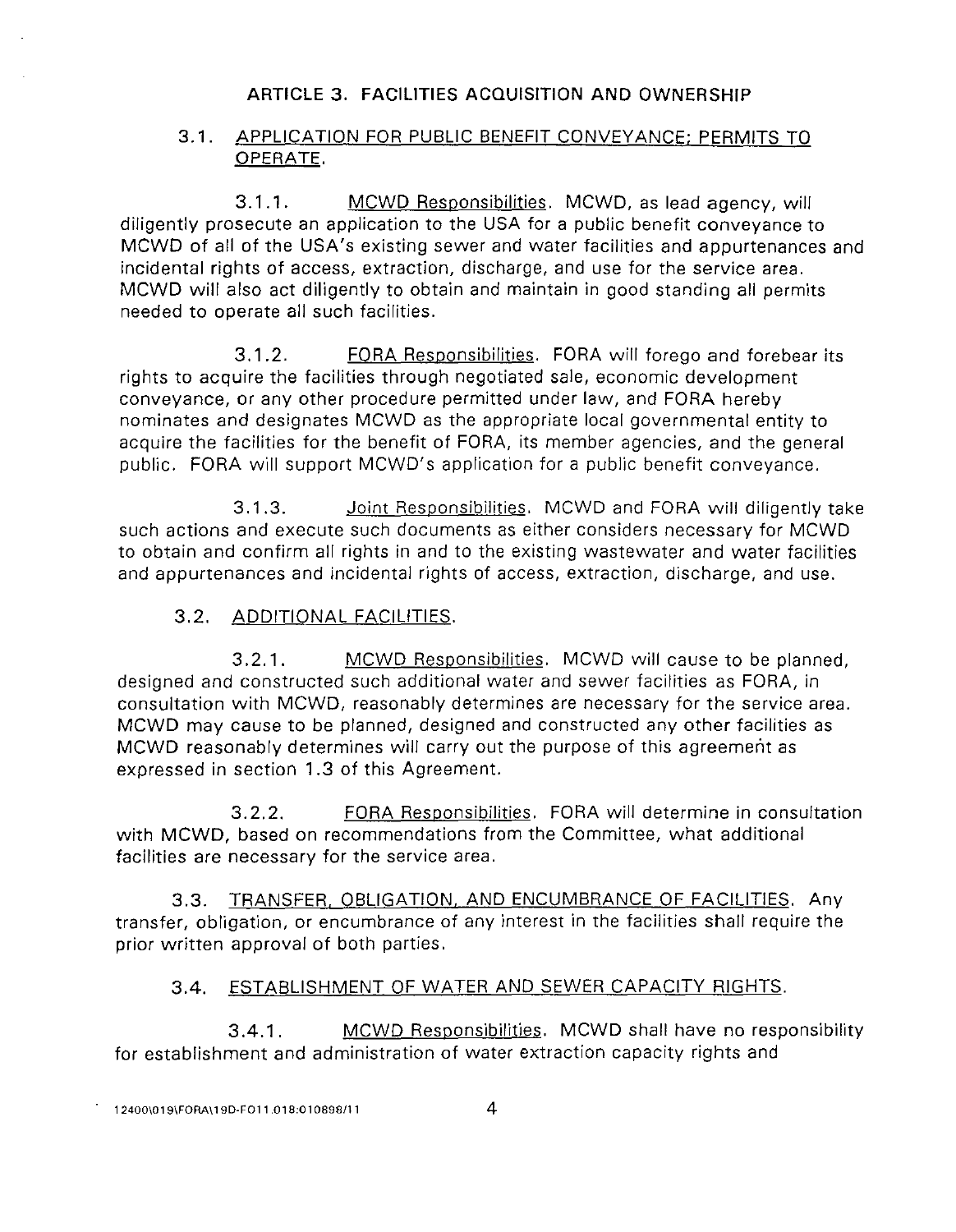## ARTICLE 3. FACILITIES ACQUISITION AND OWNERSHIP

### 3.1. APPLICATION FOR PUBLIC BENEFIT CONVEYANCE; PERMITS TO OPERATE.

3.1.1. MCWD Responsibilities. MCWD, as lead agency, will diligently prosecute an application to the USA for a public benefit conveyance to MCWD of all of the USA's existing sewer and water facilities and appurtenances and incidental rights of access, extraction, discharge, and use for the service area. MCWD will also act diligently to obtain and maintain in good standing all permits needed to operate all such facilities.

3.1.2. FORA Responsibilities. FORA will forego and forebear its rights to acquire the facilities through negotiated sale, economic development conveyance, or any other procedure permitted under law, and FORA hereby nominates and designates MCWD as the appropriate local governmental entity to acquire the facilities for the benefit of FORA, its member agencies, and the general public. FORA will support MCWD's application for a public benefit conveyance.

3.1.3. Joint Responsibilities. MCWD and FORA will diligently take such actions and execute such documents as either considers necessary for MCWD to obtain and confirm all rights in and to the existing wastewater and water facilities and appurtenances and incidental rights of access, extraction, discharge, and use.

### 3.2. ADDITIONAL FACILITIES.

3.2.1. MCWD Responsibilities. MCWD will cause to be planned, designed and constructed such additional water and sewer facilities as FORA, in consultation with MCWD, reasonably determines are necessary for the service area. MCWD may cause to be planned, designed and constructed any other facilities as MCWD reasonably determines will carry out the purpose of this agreement as expressed in section 1.3 of this Agreement.

3.2.2. FORA Responsibilities. FORA will determine in consultation with MCWD, based on recommendations from the Committee, what additional facilities are necessary for the service area.

### 3.3. TRANSFER, OBLIGATION, AND ENCUMBRANCE OF FACILITIES.

Any transfer, obligation, or encumbrance of any interest in the facilities shall require the prior written approval of both parties.

### 3.4. ESTABLISHMENT OF WATER AND SEWER CAPACITY RIGHTS.

3.4.1. MCWD Responsibilities. MCWD shall have no responsibility for establishment and administration of water extraction capacity rights and

12400\019\FORA\19D-FO11.018:010898/11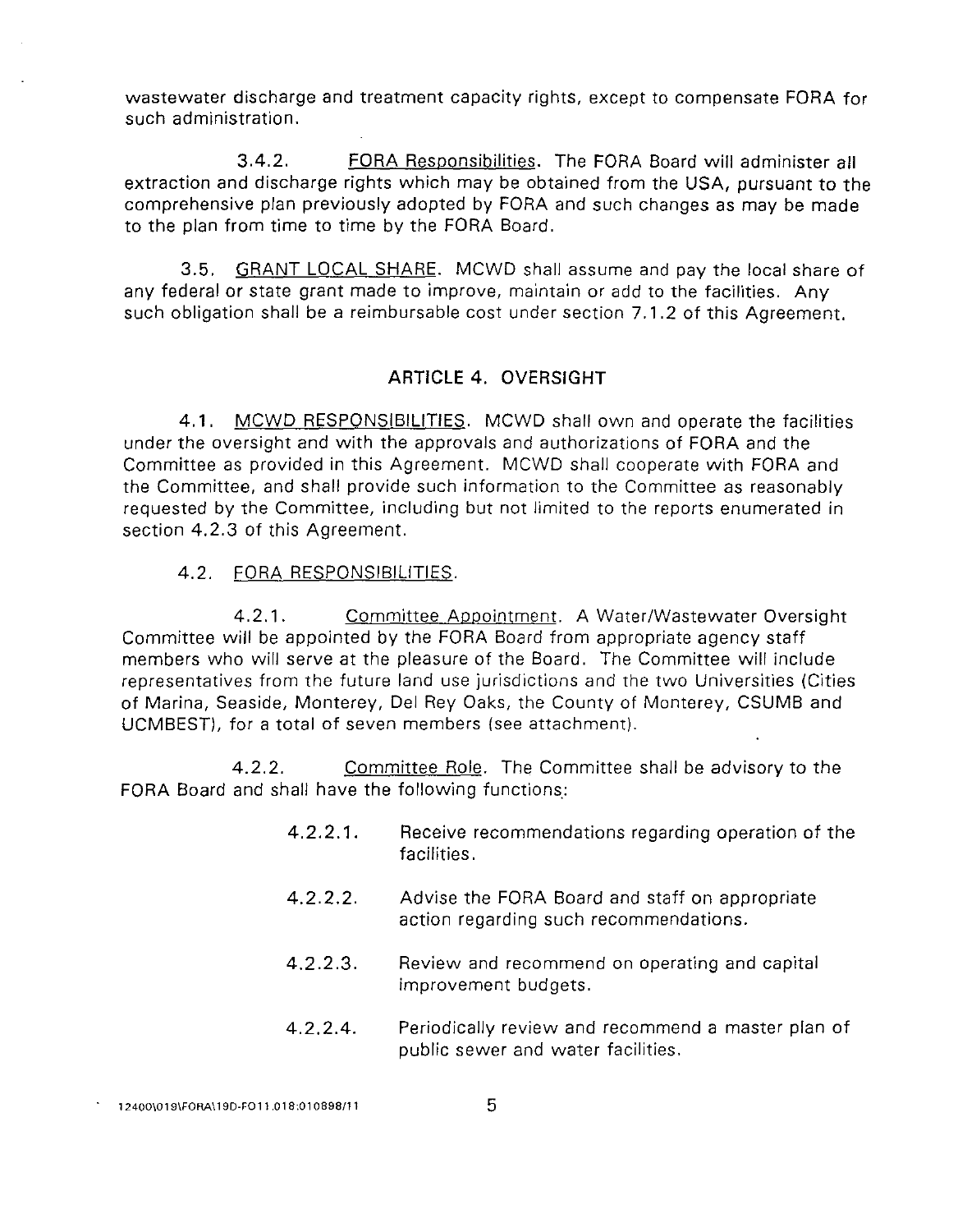wastewater discharge and treatment capacity rights, except to compensate FORA for such administration.

3.4.2. FORA Responsibilities. The FORA Board will administer all extraction and discharge rights which may be obtained from the USA, pursuant to the comprehensive plan previously adopted by FORA and such changes as may be made to the plan from time to time by the FORA Board.

3.5. GRANT LOCAL SHARE. MCWD shall assume and pay the local share of any federal or state grant made to improve, maintain or add to the facilities. Any such obligation shall be a reimbursable cost under section 7.1.2 of this Agreement.

## ARTICLE 4. OVERSIGHT

4.1. MCWD RESPONSIBILITIES. MCWD shall own and operate the facilities under the oversight and with the approvals and authorizations of FORA and the Committee as provided in this Agreement. MCWD shall cooperate with FORA and the Committee, and shall provide such information to the Committee as reasonably requested by the Committee, including but not limited to the reports enumerated in section 4.2.3 of this Agreement.

4.2. FORA RESPONSIBILITIES.

4.2.1. Committee Appointment. A Water/Wastewater Oversight Committee will be appointed by the FORA Board from appropriate agency staff members who will serve at the pleasure of the Board. The Committee will include representatives from the future land use jurisdictions and the two Universities (Cities of Marina, Seaside, Monterey, Del Rey Oaks, the County of Monterey, CSUMB and UCMBEST), for a total of seven members (see attachment).

4.2.2. Committee Role. The Committee shall be advisory to the FORA Board and shall have the following functions:

4.2.2.1. Receive recommendations regarding operation of the facilities.

4.2.2.2. Advise the FORA Board and staff on appropriate action regarding such recommendations.

4.2.2.3. Review and recommend on operating and capital improvement budgets.

4.2.2.4. Periodically review and recommend a master plan of public sewer and water facilities.

12400\019\FORA\19D-FO11.018:010898/11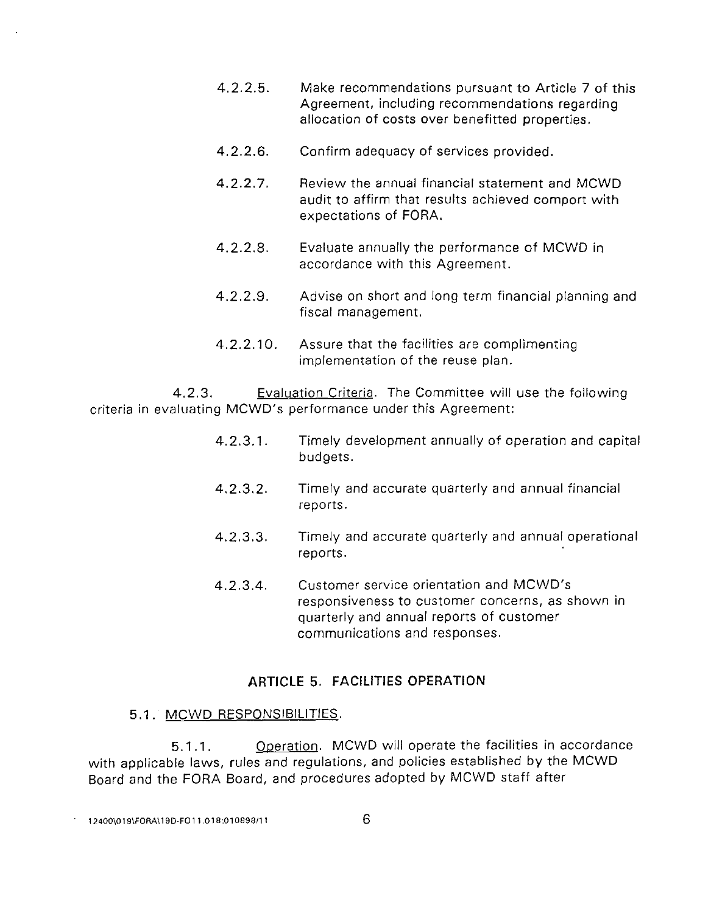4.2.2.5. Make recommendations pursuant to Article 7 of this Agreement, including recommendations regarding allocation of costs over benefitted properties.

4.2.2.6. Confirm adequacy of services provided.

4.2.2.7. Review the annual financial statement and MCWD audit to affirm that results achieved comport with expectations of FORA.

4.2.2.8. Evaluate annually the performance of MCWD in accordance with this Agreement.

4.2.2.9. Advise on short and long term financial planning and fiscal management.

4.2.2.10. Assure that the facilities are complimenting implementation of the reuse plan.

4.2.3. <u>Evaluation Criteria</u>. The Committee will use the following criteria in evaluating MCWD's performance under this Agreement:

4.2.3.1. Timely development annually of operation and capital budgets.

4.2.3.2. Timely and accurate quarterly and annual financial reports.

4.2.3.3. Timely and accurate quarterly and annual operational reports.

4.2.3.4. Customer service orientation and MCWD's responsiveness to customer concerns, as shown in quarterly and annual reports of customer communications and responses.

## ARTICLE 5. FACILITIES OPERATION

### 5.1. <u>MCWD RESPONSIBILITIES</u>.

5.1.1. <u>Operation</u>. MCWD will operate the facilities in accordance with applicable laws, rules and regulations, and policies established by the MCWD Board and the FORA Board, and procedures adopted by MCWD staff after

12400\019\FORA\19D-FO11.018:010898/11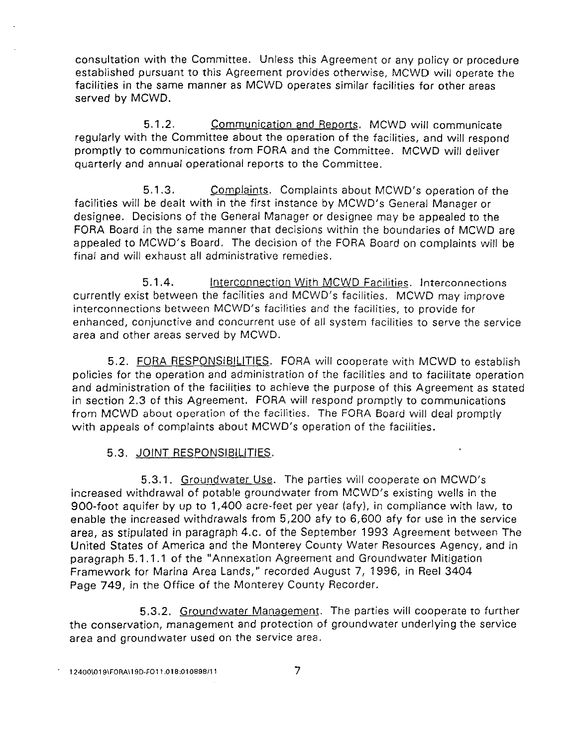consultation with the Committee. Unless this Agreement or any policy or procedure established pursuant to this Agreement provides otherwise, MCWD will operate the facilities in the same manner as MCWD operates similar facilities for other areas served by MCWD.

5.1.2. Communication and Reports. MCWD will communicate regularly with the Committee about the operation of the facilities, and will respond promptly to communications from FORA and the Committee. MCWD will deliver quarterly and annual operational reports to the Committee.

5.1.3. Complaints. Complaints about MCWD's operation of the facilities will be dealt with in the first instance by MCWD's General Manager or designee. Decisions of the General Manager or designee may be appealed to the FORA Board in the same manner that decisions within the boundaries of MCWD are appealed to MCWD's Board. The decision of the FORA Board on complaints will be final and will exhaust all administrative remedies.

5.1.4. Interconnection With MCWD Facilities. Interconnections currently exist between the facilities and MCWD's facilities. MCWD may improve interconnections between MCWD's facilities and the facilities, to provide for enhanced, conjunctive and concurrent use of all system facilities to serve the service area and other areas served by MCWD.

5.2. FORA RESPONSIBILITIES. FORA will cooperate with MCWD to establish policies for the operation and administration of the facilities and to facilitate operation and administration of the facilities to achieve the purpose of this Agreement as stated in section 2.3 of this Agreement. FORA will respond promptly to communications from MCWD about operation of the facilities. The FORA Board will deal promptly with appeals of complaints about MCWD's operation of the facilities.

5.3. JOINT RESPONSIBILITIES.

5.3.1. Groundwater Use. The parties will cooperate on MCWD's increased withdrawal of potable groundwater from MCWD's existing wells in the 900-foot aquifer by up to 1,400 acre-feet per year (afy), in compliance with law, to enable the increased withdrawals from 5,200 afy to 6,600 afy for use in the service area, as stipulated in paragraph 4.c. of the September 1993 Agreement between The United States of America and the Monterey County Water Resources Agency, and in paragraph 5.1.1.1 of the "Annexation Agreement and Groundwater Mitigation Framework for Marina Area Lands," recorded August 7, 1996, in Reel 3404 Page 749, in the Office of the Monterey County Recorder.

5.3.2. Groundwater Management. The parties will cooperate to further the conservation, management and protection of groundwater underlying the service area and groundwater used on the service area.

12400\019\FORA\19D-FO11.018:010898/11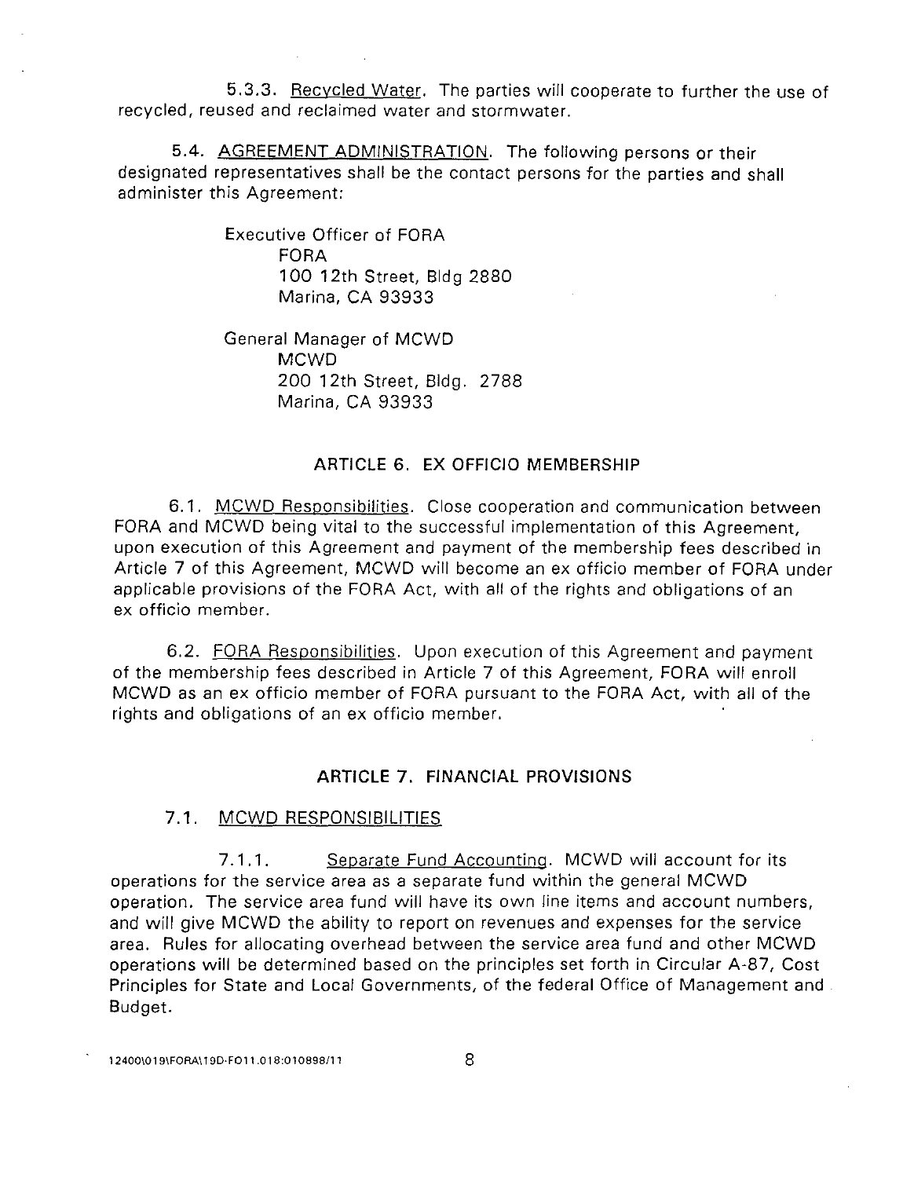5.3.3. Recycled Water. The parties will cooperate to further the use of recycled, reused and reclaimed water and stormwater.

5.4. AGREEMENT ADMINISTRATION. The following persons or their designated representatives shall be the contact persons for the parties and shall administer this Agreement:

Executive Officer of FORA
FORA
100 12th Street, Bldg 2880
Marina, CA 93933

General Manager of MCWD
MCWD
200 12th Street, Bldg. 2788
Marina, CA 93933

## ARTICLE 6. EX OFFICIO MEMBERSHIP

6.1. MCWD Responsibilities. Close cooperation and communication between FORA and MCWD being vital to the successful implementation of this Agreement, upon execution of this Agreement and payment of the membership fees described in Article 7 of this Agreement, MCWD will become an ex officio member of FORA under applicable provisions of the FORA Act, with all of the rights and obligations of an ex officio member.

6.2. FORA Responsibilities. Upon execution of this Agreement and payment of the membership fees described in Article 7 of this Agreement, FORA will enroll MCWD as an ex officio member of FORA pursuant to the FORA Act, with all of the rights and obligations of an ex officio member.

## ARTICLE 7. FINANCIAL PROVISIONS

### 7.1. MCWD RESPONSIBILITIES

7.1.1. Separate Fund Accounting. MCWD will account for its operations for the service area as a separate fund within the general MCWD operation. The service area fund will have its own line items and account numbers, and will give MCWD the ability to report on revenues and expenses for the service area. Rules for allocating overhead between the service area fund and other MCWD operations will be determined based on the principles set forth in Circular A-87, Cost Principles for State and Local Governments, of the federal Office of Management and Budget.

12400\019\FORA\19D-FO11.018:010898/11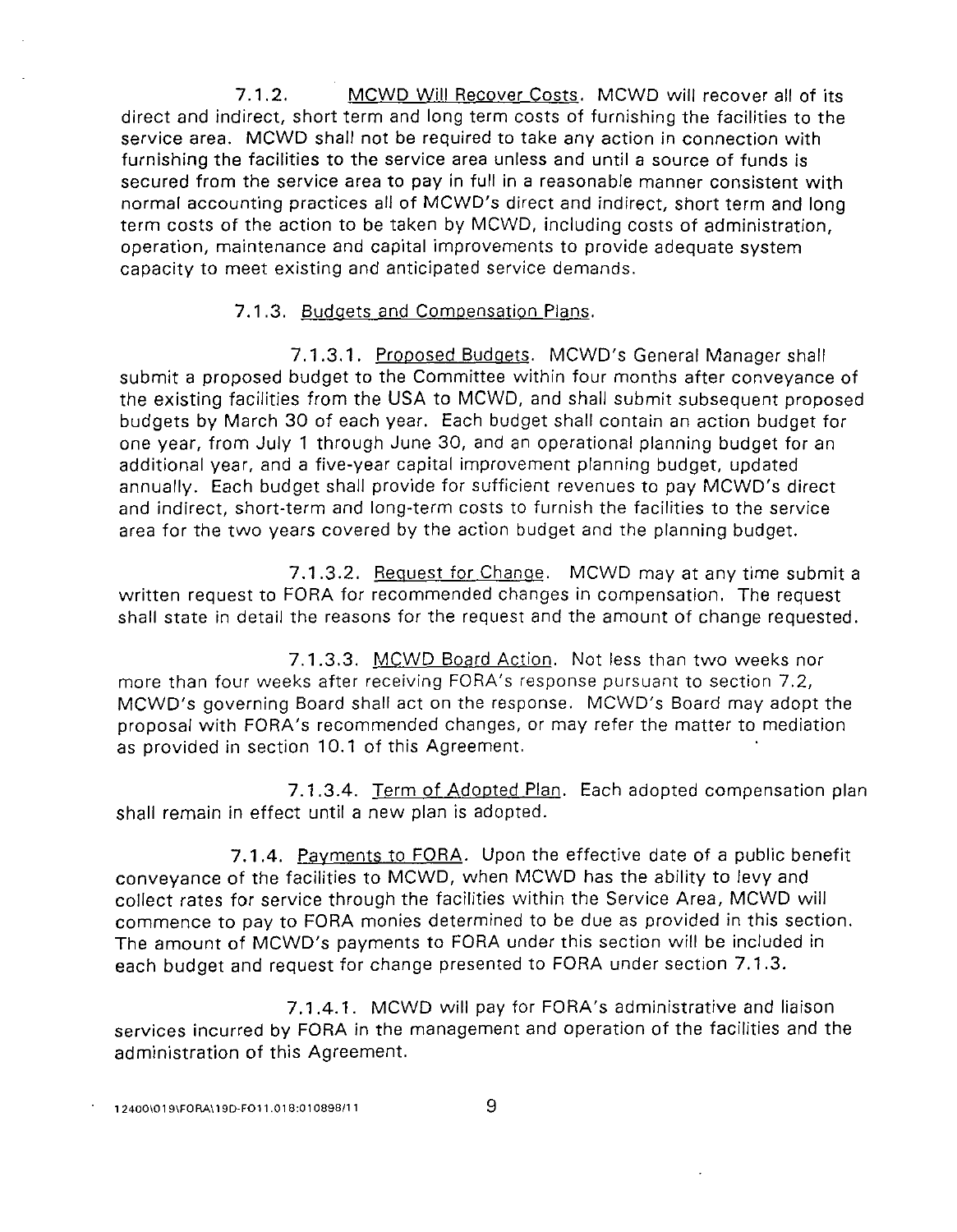7.1.2. <u>MCWD Will Recover Costs</u>. MCWD will recover all of its direct and indirect, short term and long term costs of furnishing the facilities to the service area. MCWD shall not be required to take any action in connection with furnishing the facilities to the service area unless and until a source of funds is secured from the service area to pay in full in a reasonable manner consistent with normal accounting practices all of MCWD's direct and indirect, short term and long term costs of the action to be taken by MCWD, including costs of administration, operation, maintenance and capital improvements to provide adequate system capacity to meet existing and anticipated service demands.

7.1.3. <u>Budgets and Compensation Plans</u>.

7.1.3.1. <u>Proposed Budgets</u>. MCWD's General Manager shall submit a proposed budget to the Committee within four months after conveyance of the existing facilities from the USA to MCWD, and shall submit subsequent proposed budgets by March 30 of each year. Each budget shall contain an action budget for one year, from July 1 through June 30, and an operational planning budget for an additional year, and a five-year capital improvement planning budget, updated annually. Each budget shall provide for sufficient revenues to pay MCWD's direct and indirect, short-term and long-term costs to furnish the facilities to the service area for the two years covered by the action budget and the planning budget.

7.1.3.2. <u>Request for Change</u>. MCWD may at any time submit a written request to FORA for recommended changes in compensation. The request shall state in detail the reasons for the request and the amount of change requested.

7.1.3.3. <u>MCWD Board Action</u>. Not less than two weeks nor more than four weeks after receiving FORA's response pursuant to section 7.2, MCWD's governing Board shall act on the response. MCWD's Board may adopt the proposal with FORA's recommended changes, or may refer the matter to mediation as provided in section 10.1 of this Agreement.

7.1.3.4. <u>Term of Adopted Plan</u>. Each adopted compensation plan shall remain in effect until a new plan is adopted.

7.1.4. <u>Payments to FORA</u>. Upon the effective date of a public benefit conveyance of the facilities to MCWD, when MCWD has the ability to levy and collect rates for service through the facilities within the Service Area, MCWD will commence to pay to FORA monies determined to be due as provided in this section. The amount of MCWD's payments to FORA under this section will be included in each budget and request for change presented to FORA under section 7.1.3.

7.1.4.1. MCWD will pay for FORA's administrative and liaison services incurred by FORA in the management and operation of the facilities and the administration of this Agreement.

12400\019\FORA\19D-FO11.018:010898/11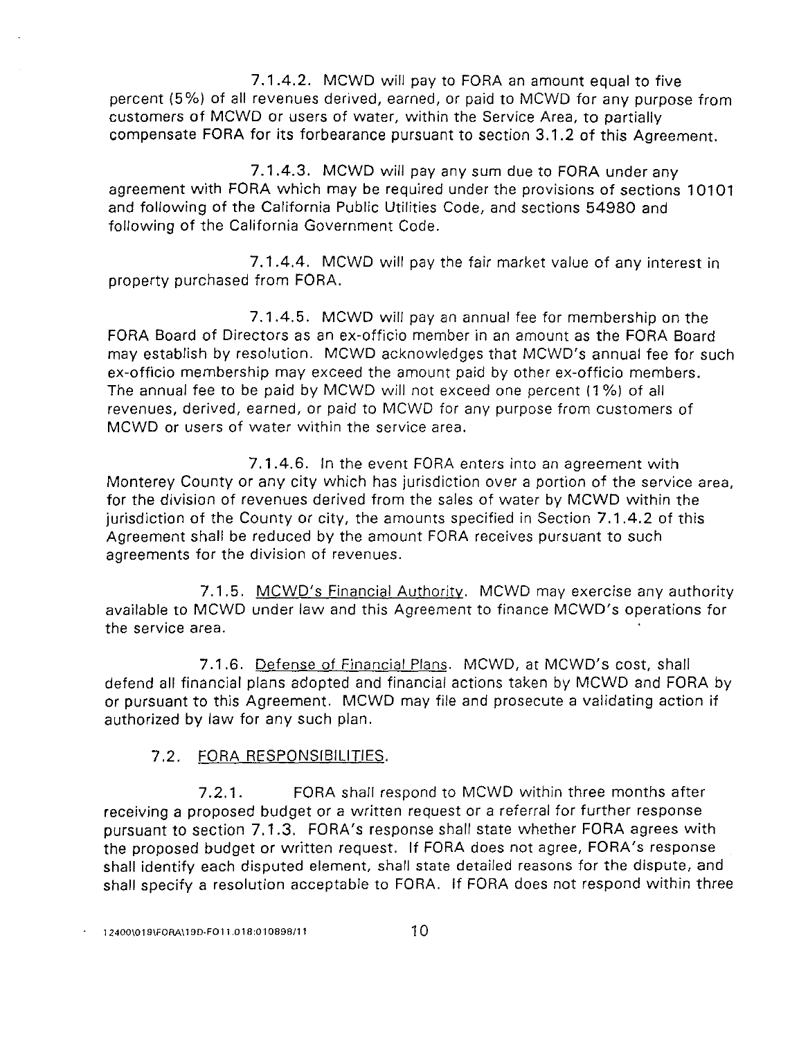7.1.4.2. MCWD will pay to FORA an amount equal to five percent (5%) of all revenues derived, earned, or paid to MCWD for any purpose from customers of MCWD or users of water, within the Service Area, to partially compensate FORA for its forbearance pursuant to section 3.1.2 of this Agreement.

7.1.4.3. MCWD will pay any sum due to FORA under any agreement with FORA which may be required under the provisions of sections 10101 and following of the California Public Utilities Code, and sections 54980 and following of the California Government Code.

7.1.4.4. MCWD will pay the fair market value of any interest in property purchased from FORA.

7.1.4.5. MCWD will pay an annual fee for membership on the FORA Board of Directors as an ex-officio member in an amount as the FORA Board may establish by resolution. MCWD acknowledges that MCWD's annual fee for such ex-officio membership may exceed the amount paid by other ex-officio members. The annual fee to be paid by MCWD will not exceed one percent (1%) of all revenues, derived, earned, or paid to MCWD for any purpose from customers of MCWD or users of water within the service area.

7.1.4.6. In the event FORA enters into an agreement with Monterey County or any city which has jurisdiction over a portion of the service area, for the division of revenues derived from the sales of water by MCWD within the jurisdiction of the County or city, the amounts specified in Section 7.1.4.2 of this Agreement shall be reduced by the amount FORA receives pursuant to such agreements for the division of revenues.

7.1.5. <u>MCWD's Financial Authority</u>. MCWD may exercise any authority available to MCWD under law and this Agreement to finance MCWD's operations for the service area.

7.1.6. <u>Defense of Financial Plans</u>. MCWD, at MCWD's cost, shall defend all financial plans adopted and financial actions taken by MCWD and FORA by or pursuant to this Agreement. MCWD may file and prosecute a validating action if authorized by law for any such plan.

7.2. <u>FORA RESPONSIBILITIES</u>.

7.2.1. FORA shall respond to MCWD within three months after receiving a proposed budget or a written request or a referral for further response pursuant to section 7.1.3. FORA's response shall state whether FORA agrees with the proposed budget or written request. If FORA does not agree, FORA's response shall identify each disputed element, shall state detailed reasons for the dispute, and shall specify a resolution acceptable to FORA. If FORA does not respond within three

12400\019\FORA\19D-FO11.018:010898/11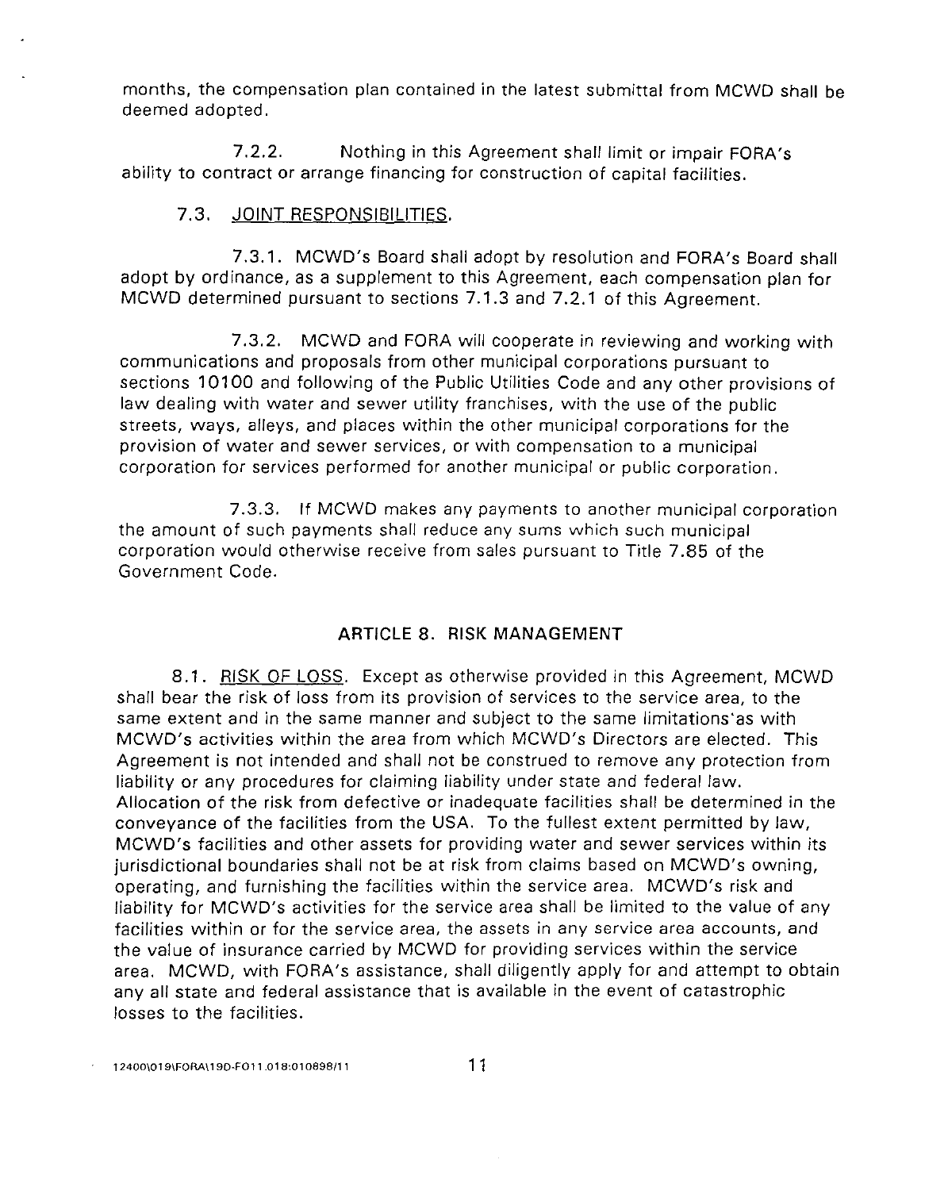months, the compensation plan contained in the latest submittal from MCWD shall be deemed adopted.

7.2.2. Nothing in this Agreement shall limit or impair FORA's ability to contract or arrange financing for construction of capital facilities.

7.3. <u>JOINT RESPONSIBILITIES</u>.

7.3.1. MCWD's Board shall adopt by resolution and FORA's Board shall adopt by ordinance, as a supplement to this Agreement, each compensation plan for MCWD determined pursuant to sections 7.1.3 and 7.2.1 of this Agreement.

7.3.2. MCWD and FORA will cooperate in reviewing and working with communications and proposals from other municipal corporations pursuant to sections 10100 and following of the Public Utilities Code and any other provisions of law dealing with water and sewer utility franchises, with the use of the public streets, ways, alleys, and places within the other municipal corporations for the provision of water and sewer services, or with compensation to a municipal corporation for services performed for another municipal or public corporation.

7.3.3. If MCWD makes any payments to another municipal corporation the amount of such payments shall reduce any sums which such municipal corporation would otherwise receive from sales pursuant to Title 7.85 of the Government Code.

## ARTICLE 8. RISK MANAGEMENT

8.1. <u>RISK OF LOSS</u>. Except as otherwise provided in this Agreement, MCWD shall bear the risk of loss from its provision of services to the service area, to the same extent and in the same manner and subject to the same limitations as with MCWD's activities within the area from which MCWD's Directors are elected. This Agreement is not intended and shall not be construed to remove any protection from liability or any procedures for claiming liability under state and federal law. Allocation of the risk from defective or inadequate facilities shall be determined in the conveyance of the facilities from the USA. To the fullest extent permitted by law, MCWD's facilities and other assets for providing water and sewer services within its jurisdictional boundaries shall not be at risk from claims based on MCWD's owning, operating, and furnishing the facilities within the service area. MCWD's risk and liability for MCWD's activities for the service area shall be limited to the value of any facilities within or for the service area, the assets in any service area accounts, and the value of insurance carried by MCWD for providing services within the service area. MCWD, with FORA's assistance, shall diligently apply for and attempt to obtain any all state and federal assistance that is available in the event of catastrophic losses to the facilities.

12400\019\FORA\19D-FO11.018:010898/11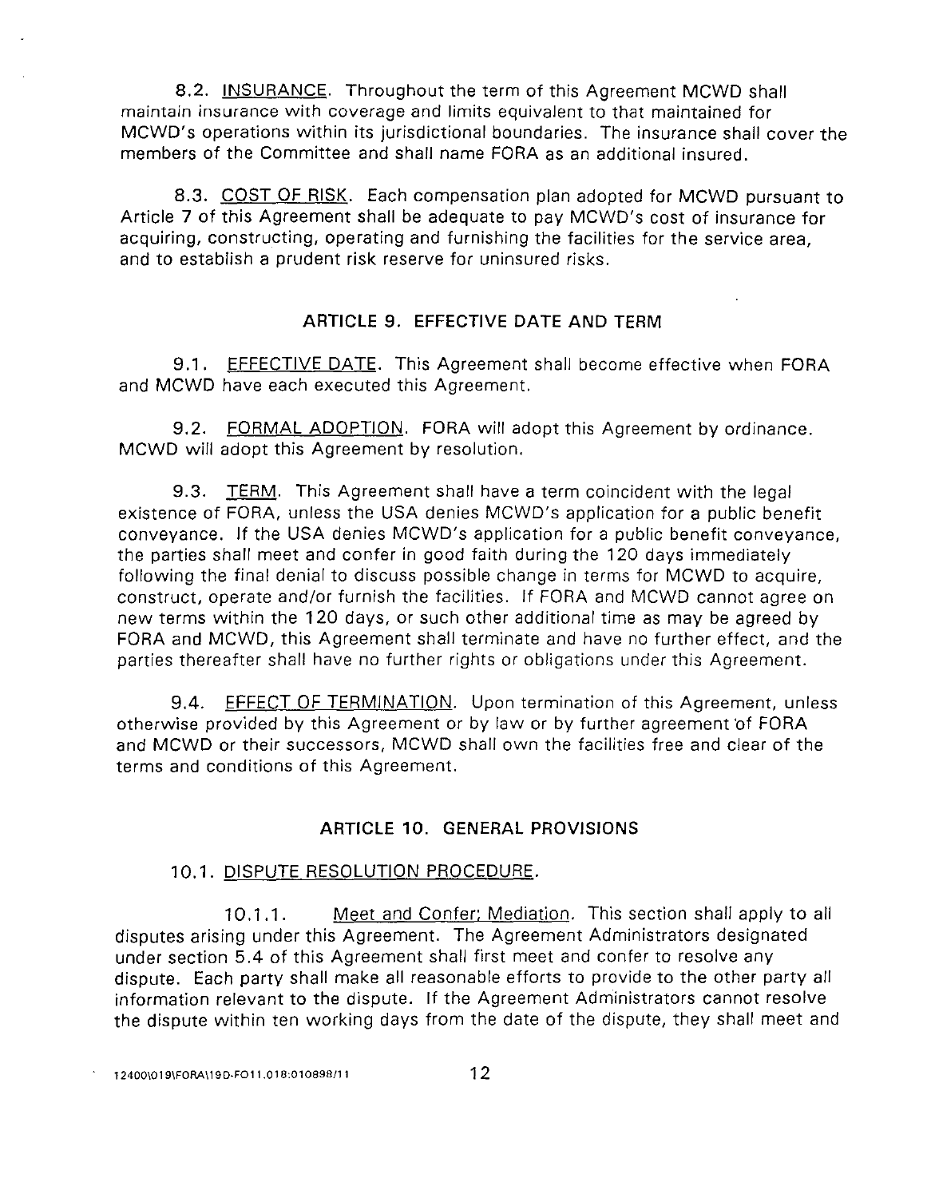8.2. <u>INSURANCE</u>. Throughout the term of this Agreement MCWD shall maintain insurance with coverage and limits equivalent to that maintained for MCWD's operations within its jurisdictional boundaries. The insurance shall cover the members of the Committee and shall name FORA as an additional insured.

8.3. <u>COST OF RISK</u>. Each compensation plan adopted for MCWD pursuant to Article 7 of this Agreement shall be adequate to pay MCWD's cost of insurance for acquiring, constructing, operating and furnishing the facilities for the service area, and to establish a prudent risk reserve for uninsured risks.

## ARTICLE 9. EFFECTIVE DATE AND TERM

9.1. <u>EFFECTIVE DATE</u>. This Agreement shall become effective when FORA and MCWD have each executed this Agreement.

9.2. <u>FORMAL ADOPTION</u>. FORA will adopt this Agreement by ordinance. MCWD will adopt this Agreement by resolution.

9.3. <u>TERM</u>. This Agreement shall have a term coincident with the legal existence of FORA, unless the USA denies MCWD's application for a public benefit conveyance. If the USA denies MCWD's application for a public benefit conveyance, the parties shall meet and confer in good faith during the 120 days immediately following the final denial to discuss possible change in terms for MCWD to acquire, construct, operate and/or furnish the facilities. If FORA and MCWD cannot agree on new terms within the 120 days, or such other additional time as may be agreed by FORA and MCWD, this Agreement shall terminate and have no further effect, and the parties thereafter shall have no further rights or obligations under this Agreement.

9.4. <u>EFFECT OF TERMINATION</u>. Upon termination of this Agreement, unless otherwise provided by this Agreement or by law or by further agreement of FORA and MCWD or their successors, MCWD shall own the facilities free and clear of the terms and conditions of this Agreement.

## ARTICLE 10. GENERAL PROVISIONS

10.1. <u>DISPUTE RESOLUTION PROCEDURE</u>.

10.1.1. <u>Meet and Confer; Mediation</u>. This section shall apply to all disputes arising under this Agreement. The Agreement Administrators designated under section 5.4 of this Agreement shall first meet and confer to resolve any dispute. Each party shall make all reasonable efforts to provide to the other party all information relevant to the dispute. If the Agreement Administrators cannot resolve the dispute within ten working days from the date of the dispute, they shall meet and

12400\019\FORA\19D-FO11.018:010898/11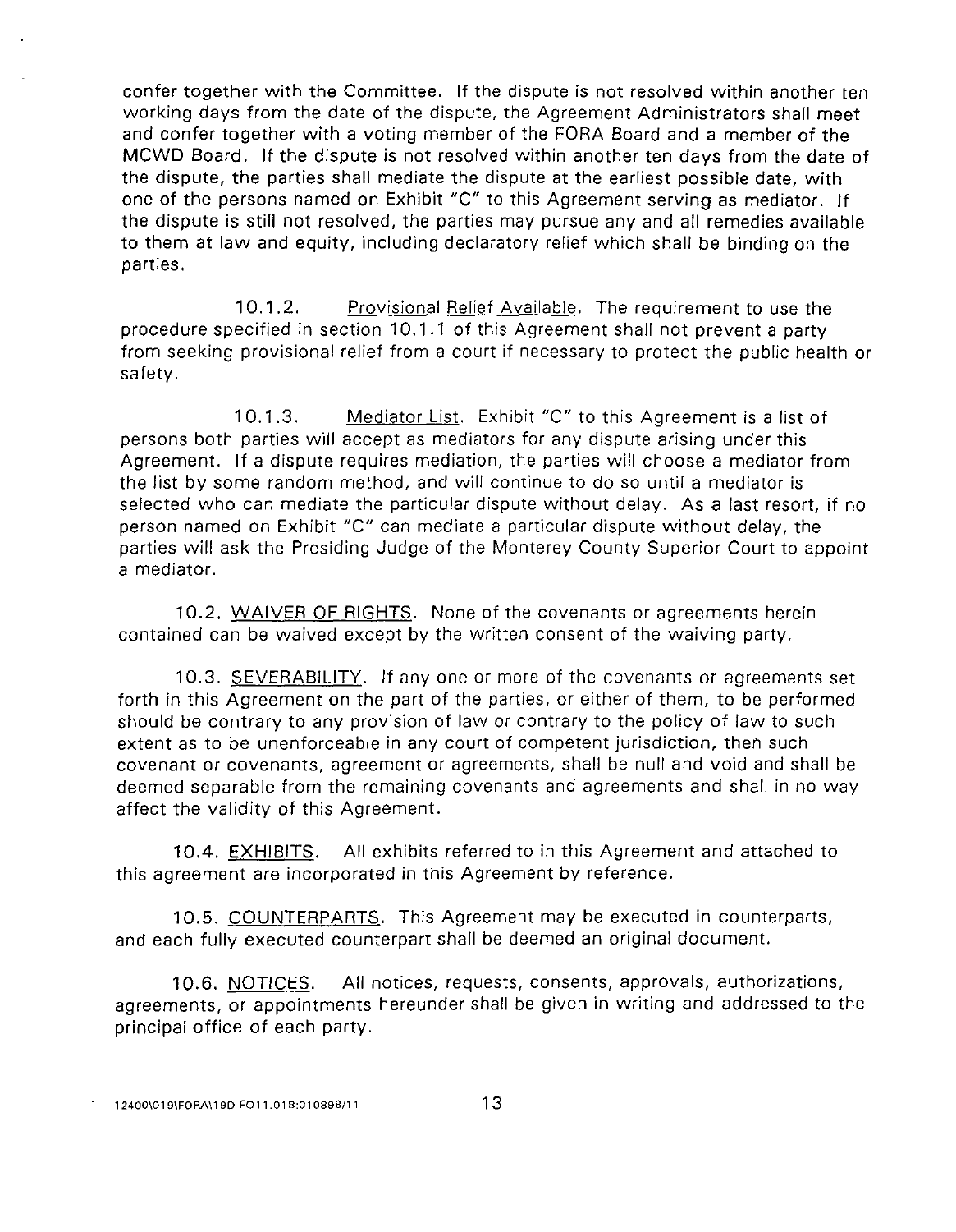confer together with the Committee. If the dispute is not resolved within another ten working days from the date of the dispute, the Agreement Administrators shall meet and confer together with a voting member of the FORA Board and a member of the MCWD Board. If the dispute is not resolved within another ten days from the date of the dispute, the parties shall mediate the dispute at the earliest possible date, with one of the persons named on Exhibit "C" to this Agreement serving as mediator. If the dispute is still not resolved, the parties may pursue any and all remedies available to them at law and equity, including declaratory relief which shall be binding on the parties.

10.1.2. Provisional Relief Available. The requirement to use the procedure specified in section 10.1.1 of this Agreement shall not prevent a party from seeking provisional relief from a court if necessary to protect the public health or safety.

10.1.3. Mediator List. Exhibit "C" to this Agreement is a list of persons both parties will accept as mediators for any dispute arising under this Agreement. If a dispute requires mediation, the parties will choose a mediator from the list by some random method, and will continue to do so until a mediator is selected who can mediate the particular dispute without delay. As a last resort, if no person named on Exhibit "C" can mediate a particular dispute without delay, the parties will ask the Presiding Judge of the Monterey County Superior Court to appoint a mediator.

10.2. WAIVER OF RIGHTS. None of the covenants or agreements herein contained can be waived except by the written consent of the waiving party.

10.3. SEVERABILITY. If any one or more of the covenants or agreements set forth in this Agreement on the part of the parties, or either of them, to be performed should be contrary to any provision of law or contrary to the policy of law to such extent as to be unenforceable in any court of competent jurisdiction, then such covenant or covenants, agreement or agreements, shall be null and void and shall be deemed separable from the remaining covenants and agreements and shall in no way affect the validity of this Agreement.

10.4. EXHIBITS. All exhibits referred to in this Agreement and attached to this agreement are incorporated in this Agreement by reference.

10.5. COUNTERPARTS. This Agreement may be executed in counterparts, and each fully executed counterpart shall be deemed an original document.

10.6. NOTICES. All notices, requests, consents, approvals, authorizations, agreements, or appointments hereunder shall be given in writing and addressed to the principal office of each party.

12400\019\FORA\19D-FO11.018:010898/11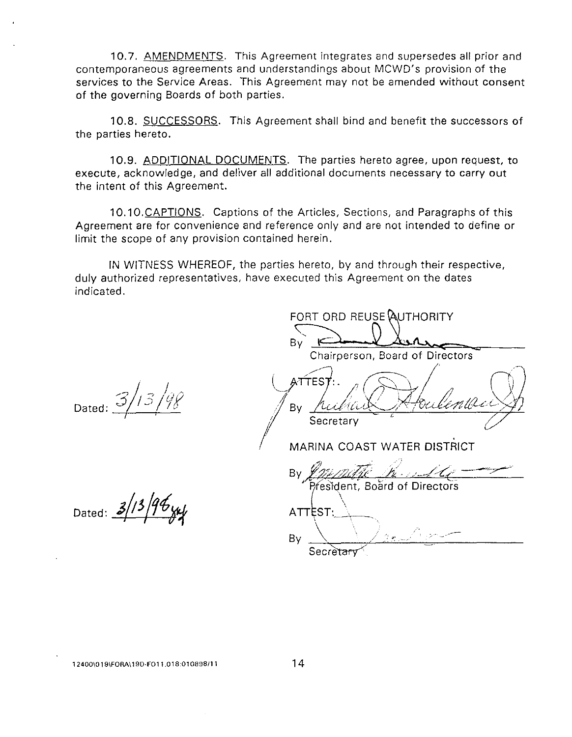10.7. <u>AMENDMENTS</u>. This Agreement integrates and supersedes all prior and contemporaneous agreements and understandings about MCWD's provision of the services to the Service Areas. This Agreement may not be amended without consent of the governing Boards of both parties.

10.8. <u>SUCCESSORS</u>. This Agreement shall bind and benefit the successors of the parties hereto.

10.9. <u>ADDITIONAL DOCUMENTS</u>. The parties hereto agree, upon request, to execute, acknowledge, and deliver all additional documents necessary to carry out the intent of this Agreement.

10.10. <u>CAPTIONS</u>. Captions of the Articles, Sections, and Paragraphs of this Agreement are for convenience and reference only and are not intended to define or limit the scope of any provision contained herein.

IN WITNESS WHEREOF, the parties hereto, by and through their respective, duly authorized representatives, have executed this Agreement on the dates indicated.

Dated: 3/13/98

FORT ORD REUSE AUTHORITY

By ______________________
Chairperson, Board of Directors

ATTEST:

By ______________________
Secretary

Dated: 3/13/98

MARINA COAST WATER DISTRICT

By ______________________
President, Board of Directors

ATTEST:

By ______________________
Secretary

12400\019\FORA\19D-FO11.018:010898/11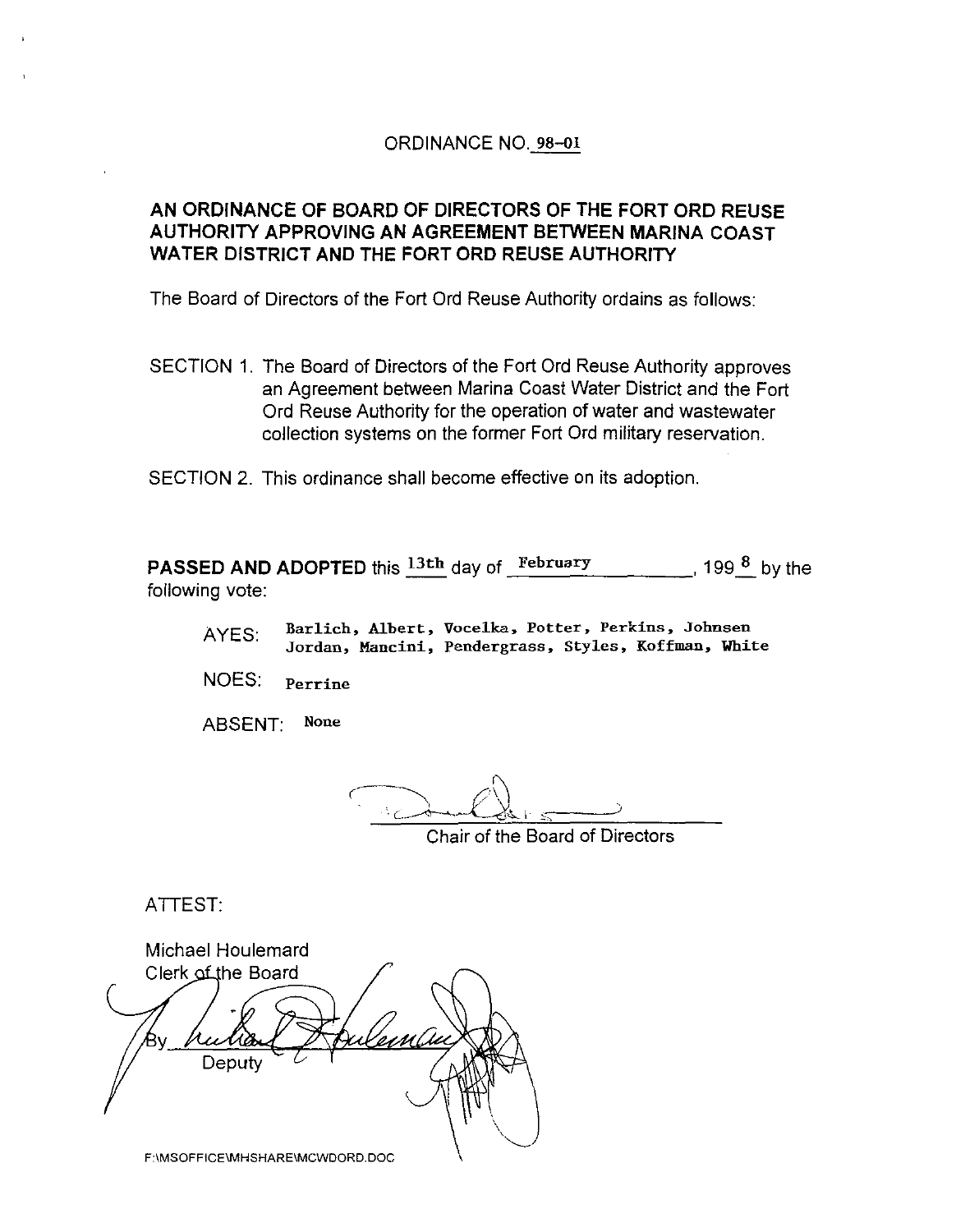# ORDINANCE NO. 98-01

## AN ORDINANCE OF BOARD OF DIRECTORS OF THE FORT ORD REUSE AUTHORITY APPROVING AN AGREEMENT BETWEEN MARINA COAST WATER DISTRICT AND THE FORT ORD REUSE AUTHORITY

The Board of Directors of the Fort Ord Reuse Authority ordains as follows:

SECTION 1. The Board of Directors of the Fort Ord Reuse Authority approves an Agreement between Marina Coast Water District and the Fort Ord Reuse Authority for the operation of water and wastewater collection systems on the former Fort Ord military reservation.

SECTION 2. This ordinance shall become effective on its adoption.

**PASSED AND ADOPTED** this 13th day of February, 1998 by the following vote:

AYES: Barlich, Albert, Vocelka, Potter, Perkins, Johnsen Jordan, Mancini, Pendergrass, Styles, Koffman, White

NOES: Perrine

ABSENT: None

Chair of the Board of Directors

ATTEST:

Michael Houlemard
Clerk of the Board

By
Deputy

F:\MSOFFICE\MHSHARE\MCWDORD.DOC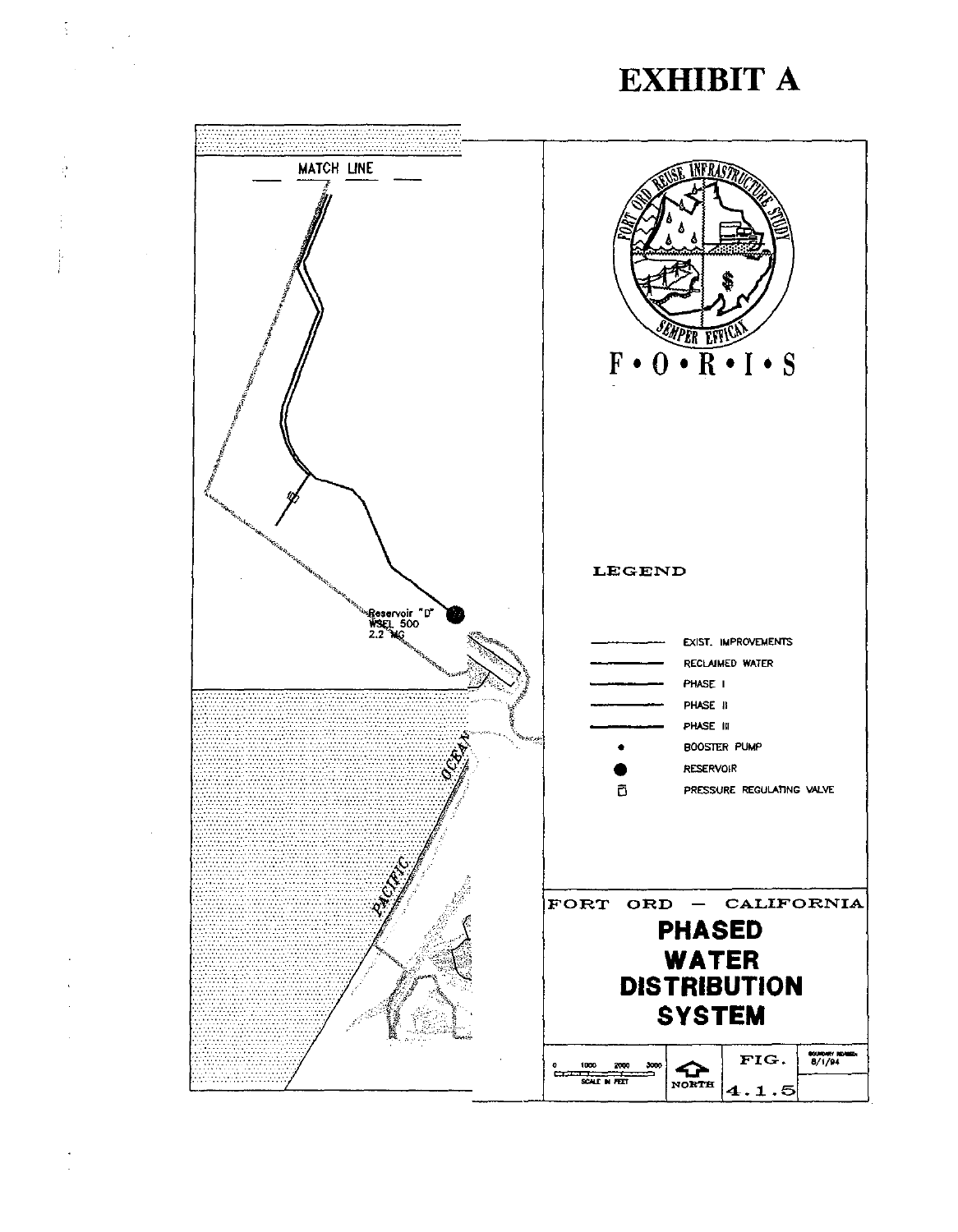# EXHIBIT A

MATCH LINE

Reservoir "D"
WSEL 500
2.2 MG

PACIFIC OCEAN

FORT ORD REUSE INFRASTRUCTURE STUDY

SEMPER EFFICAX

F • O • R • I • S

LEGEND

- EXIST. IMPROVEMENTS
- RECLAIMED WATER
- PHASE I
- PHASE II
- PHASE III
- BOOSTER PUMP
- RESERVOIR
- PRESSURE REGULATING VALVE

FORT ORD — CALIFORNIA

**PHASED WATER DISTRIBUTION SYSTEM**

0 1000 2000 3000
SCALE IN FEET

NORTH

FIG. 4.1.5

BOUNDARY REVISED: 8/1/94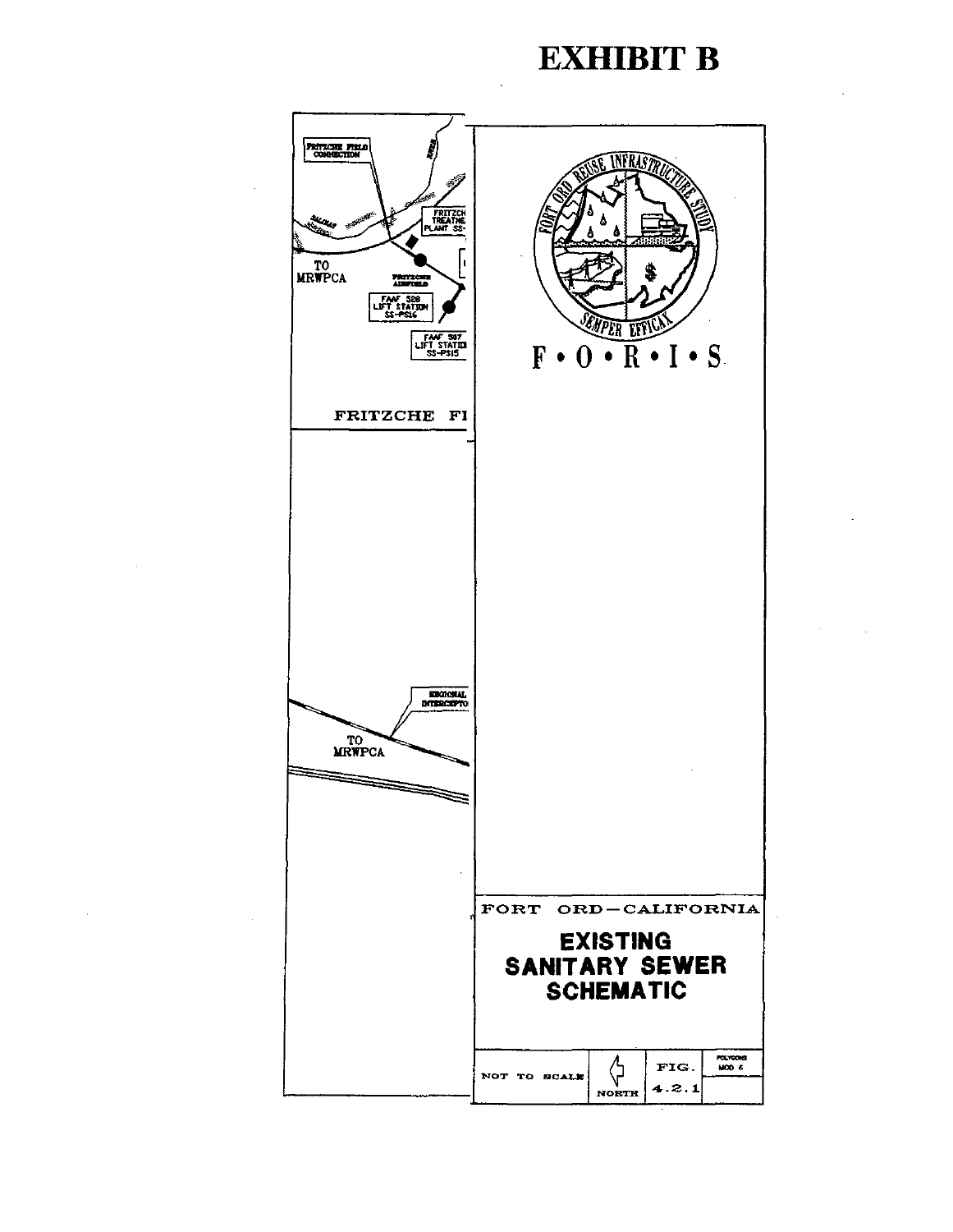# EXHIBIT B

FRITZCHE FIELD CONNECTION

FRITZCH TREATME PLANT SS-

TO MRWPCA

FRITZCHE AIRFIELD

FAAF 528 LIFT STATION SS-PS16

FAAF 507 LIFT STATIO SS-PS15

FRITZCHE FI

REGIONAL INTERCEPTO

TO MRWPCA

FORT ORD REUSE INFRASTRUCTURE STUDY

SEMPER EFFICAX

F • O • R • I • S

FORT ORD—CALIFORNIA

**EXISTING SANITARY SEWER SCHEMATIC**

NOT TO SCALE

NORTH

FIG. 4.2.1

POLYCONS MOD 6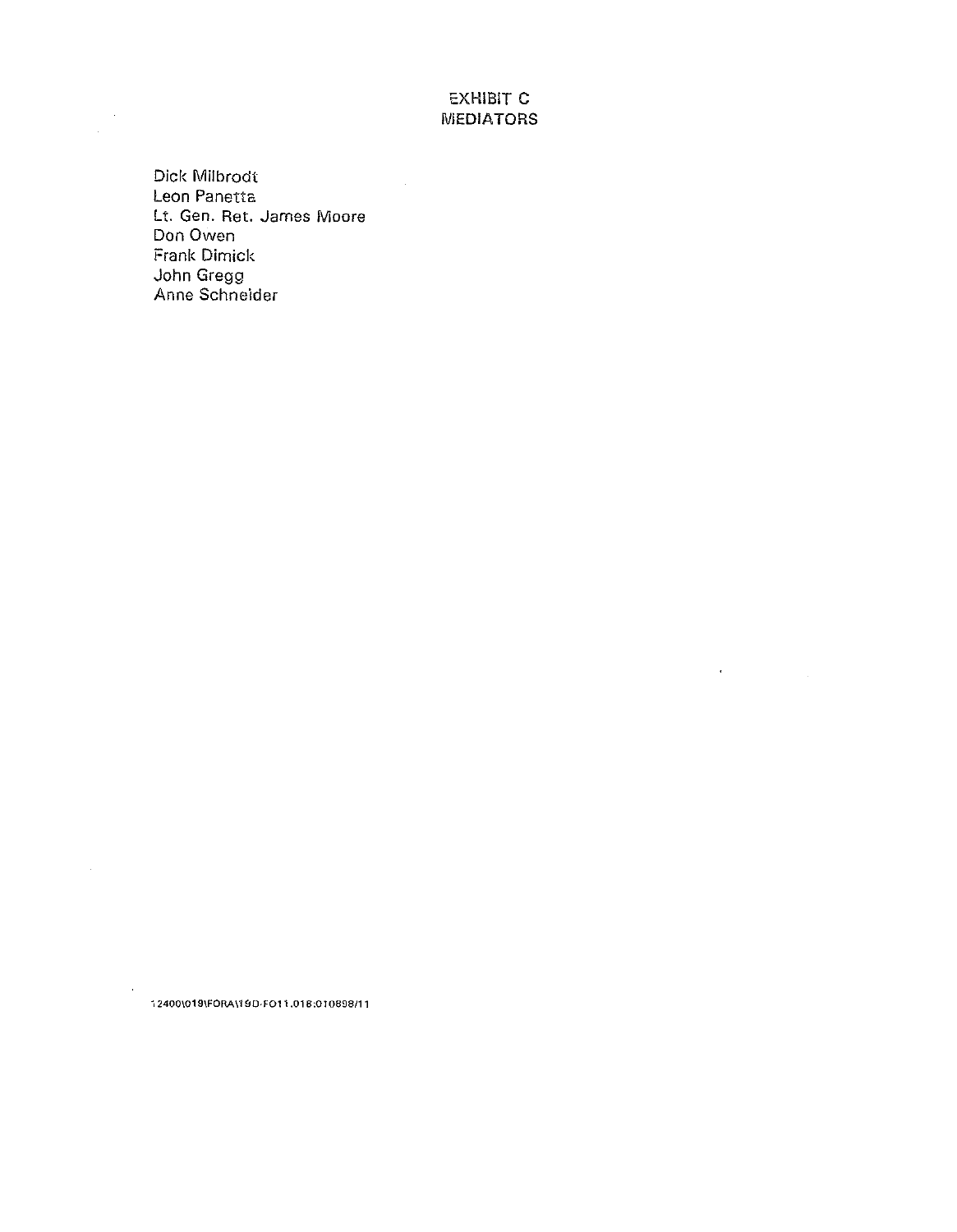# EXHIBIT C
## MEDIATORS

Dick Milbrodt
Leon Panetta
Lt. Gen. Ret. James Moore
Don Owen
Frank Dimick
John Gregg
Anne Schneider

12400\019\FORA\19D-FO11.018:010898/11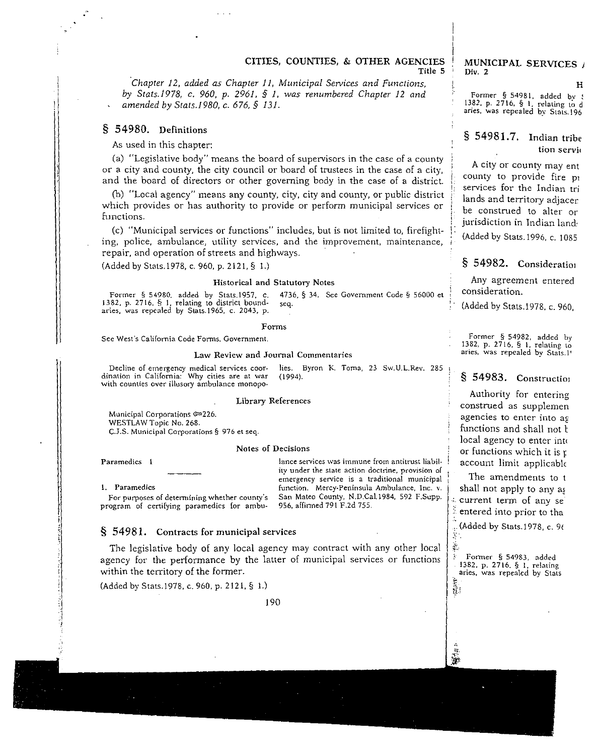*Chapter 12, added as Chapter 11, Municipal Services and Functions, by Stats.1978, c. 960, p. 2961, § 1, was renumbered Chapter 12 and amended by Stats.1980, c. 676, § 131.*

## § 54980. Definitions

As used in this chapter:

(a) "Legislative body" means the board of supervisors in the case of a county or a city and county, the city council or board of trustees in the case of a city, and the board of directors or other governing body in the case of a district.

(b) "Local agency" means any county, city, city and county, or public district which provides or has authority to provide or perform municipal services or functions.

(c) "Municipal services or functions" includes, but is not limited to, firefighting, police, ambulance, utility services, and the improvement, maintenance, repair, and operation of streets and highways.

(Added by Stats.1978, c. 960, p. 2121, § 1.)

### Historical and Statutory Notes

Former § 54980, added by Stats.1957, c. 1382, p. 2716, § 1, relating to district boundaries, was repealed by Stats.1965, c. 2043, p. 4736, § 34. See Government Code § 56000 et seq.

### Forms

See West's California Code Forms, Government.

### Law Review and Journal Commentaries

Decline of emergency medical services coordination in California: Why cities are at war with counties over illusory ambulance monopolies. Byron K. Toma, 23 Sw.U.L.Rev. 285 (1994).

### Library References

Municipal Corporations ⟹226.
WESTLAW Topic No. 268.
C.J.S. Municipal Corporations § 976 et seq.

### Notes of Decisions

Paramedics 1

1. Paramedics

For purposes of determining whether county's program of certifying paramedics for ambulance services was immune from antitrust liability under the state action doctrine, provision of emergency service is a traditional municipal function. Mercy-Peninsula Ambulance, Inc. v. San Mateo County, N.D.Cal.1984, 592 F.Supp. 956, affirmed 791 F.2d 755.

## § 54981. Contracts for municipal services

The legislative body of any local agency may contract with any other local agency for the performance by the latter of municipal services or functions within the territory of the former.

(Added by Stats.1978, c. 960, p. 2121, § 1.)

Former § 54981, added by S 1382, p. 2716, § 1, relating to d aries, was repealed by Stats.196

## § 54981.7. Indian tribe tion servi

A city or county may ent county to provide fire p services for the Indian tri lands and territory adjacen be construed to alter or jurisdiction in Indian land

(Added by Stats.1996, c. 1085

## § 54982. Consideratio

Any agreement entered consideration.

(Added by Stats.1978, c. 960,

Former § 54982, added by 1382, p. 2716, § 1, relating to aries, was repealed by Stats.1

## § 54983. Constructio

Authority for entering construed as supplemen agencies to enter into ag functions and shall not b local agency to enter int or functions which it is p account limit applicabl

The amendments to t shall not apply to any ag current term of any se entered into prior to tha

(Added by Stats.1978, c. 9

Former § 54983, added 1382, p. 2716, § 1, relating aries, was repealed by Stats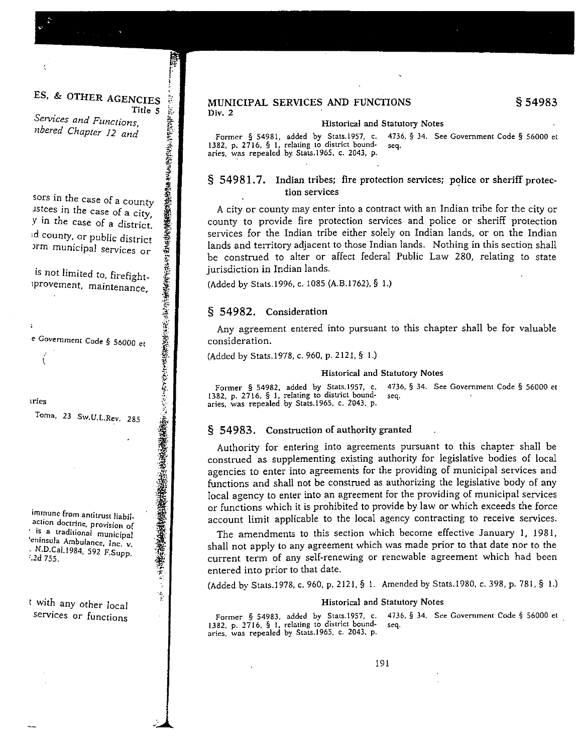### Historical and Statutory Notes

Former § 54981, added by Stats.1957, c. 1382, p. 2716, § 1, relating to district boundaries, was repealed by Stats.1965, c. 2043, p. 4736, § 34. See Government Code § 56000 et seq.

## § 54981.7. Indian tribes; fire protection services; police or sheriff protection services

A city or county may enter into a contract with an Indian tribe for the city or county to provide fire protection services and police or sheriff protection services for the Indian tribe either solely on Indian lands, or on the Indian lands and territory adjacent to those Indian lands. Nothing in this section shall be construed to alter or affect federal Public Law 280, relating to state jurisdiction in Indian lands.

(Added by Stats.1996, c. 1085 (A.B.1762), § 1.)

## § 54982. Consideration

Any agreement entered into pursuant to this chapter shall be for valuable consideration.

(Added by Stats.1978, c. 960, p. 2121, § 1.)

### Historical and Statutory Notes

Former § 54982, added by Stats.1957, c. 1382, p. 2716, § 1, relating to district boundaries, was repealed by Stats.1965, c. 2043, p. 4736, § 34. See Government Code § 56000 et seq.

## § 54983. Construction of authority granted

Authority for entering into agreements pursuant to this chapter shall be construed as supplementing existing authority for legislative bodies of local agencies to enter into agreements for the providing of municipal services and functions and shall not be construed as authorizing the legislative body of any local agency to enter into an agreement for the providing of municipal services or functions which it is prohibited to provide by law or which exceeds the force account limit applicable to the local agency contracting to receive services.

The amendments to this section which become effective January 1, 1981, shall not apply to any agreement which was made prior to that date nor to the current term of any self-renewing or renewable agreement which had been entered into prior to that date.

(Added by Stats.1978, c. 960, p. 2121, § 1. Amended by Stats.1980, c. 398, p. 781, § 1.)

### Historical and Statutory Notes

Former § 54983, added by Stats.1957, c. 1382, p. 2716, § 1, relating to district boundaries, was repealed by Stats.1965, c. 2043, p. 4736, § 34. See Government Code § 56000 et seq.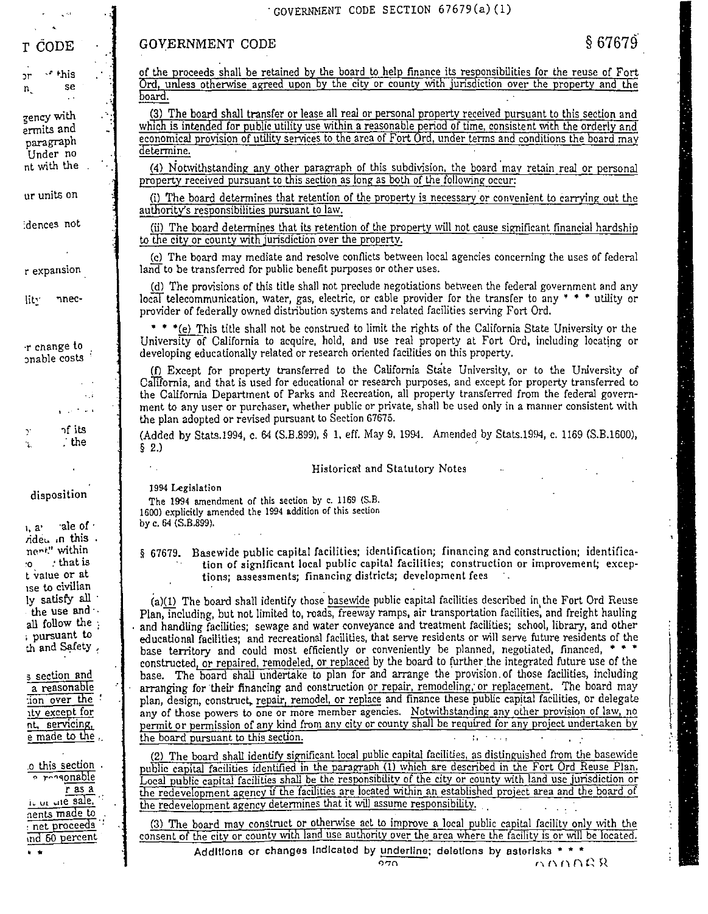of the proceeds shall be retained by the board to help finance its responsibilities for the reuse of Fort Ord, unless otherwise agreed upon by the city or county with jurisdiction over the property and the board.

(3) The board shall transfer or lease all real or personal property received pursuant to this section and which is intended for public utility use within a reasonable period of time, consistent with the orderly and economical provision of utility services to the area of Fort Ord, under terms and conditions the board may determine.

(4) Notwithstanding any other paragraph of this subdivision, the board may retain real or personal property received pursuant to this section as long as both of the following occur:

(i) The board determines that retention of the property is necessary or convenient to carrying out the authority's responsibilities pursuant to law.

(ii) The board determines that its retention of the property will not cause significant financial hardship to the city or county with jurisdiction over the property.

(c) The board may mediate and resolve conflicts between local agencies concerning the uses of federal land to be transferred for public benefit purposes or other uses.

(d) The provisions of this title shall not preclude negotiations between the federal government and any local telecommunication, water, gas, electric, or cable provider for the transfer to any * * * utility or provider of federally owned distribution systems and related facilities serving Fort Ord.

* * *(e) This title shall not be construed to limit the rights of the California State University or the University of California to acquire, hold, and use real property at Fort Ord, including locating or developing educationally related or research oriented facilities on this property.

(f) Except for property transferred to the California State University, or to the University of California, and that is used for educational or research purposes, and except for property transferred to the California Department of Parks and Recreation, all property transferred from the federal government to any user or purchaser, whether public or private, shall be used only in a manner consistent with the plan adopted or revised pursuant to Section 67675.

(Added by Stats.1994, c. 64 (S.B.899), § 1, eff. May 9, 1994. Amended by Stats.1994, c. 1169 (S.B.1600), § 2.)

### Historical and Statutory Notes

1994 Legislation

The 1994 amendment of this section by c. 1169 (S.B. 1600) explicitly amended the 1994 addition of this section by c. 64 (S.B.899).

## § 67679. Basewide public capital facilities; identification; financing and construction; identification of significant local public capital facilities; construction or improvement; exceptions; assessments; financing districts; development fees

(a)(1) The board shall identify those basewide public capital facilities described in the Fort Ord Reuse Plan, including, but not limited to, roads, freeway ramps, air transportation facilities, and freight hauling and handling facilities; sewage and water conveyance and treatment facilities; school, library, and other educational facilities; and recreational facilities, that serve residents or will serve future residents of the base territory and could most efficiently or conveniently be planned, negotiated, financed, * * * constructed, or repaired, remodeled, or replaced by the board to further the integrated future use of the base. The board shall undertake to plan for and arrange the provision of those facilities, including arranging for their financing and construction or repair, remodeling, or replacement. The board may plan, design, construct, repair, remodel, or replace and finance these public capital facilities, or delegate any of those powers to one or more member agencies. Notwithstanding any other provision of law, no permit or permission of any kind from any city or county shall be required for any project undertaken by the board pursuant to this section.

(2) The board shall identify significant local public capital facilities, as distinguished from the basewide public capital facilities identified in the paragraph (1) which are described in the Fort Ord Reuse Plan. Local public capital facilities shall be the responsibility of the city or county with land use jurisdiction or the redevelopment agency if the facilities are located within an established project area and the board of the redevelopment agency determines that it will assume responsibility.

(3) The board may construct or otherwise act to improve a local public capital facility only with the consent of the city or county with land use authority over the area where the facility is or will be located.

Additions or changes indicated by underline; deletions by asterisks * * *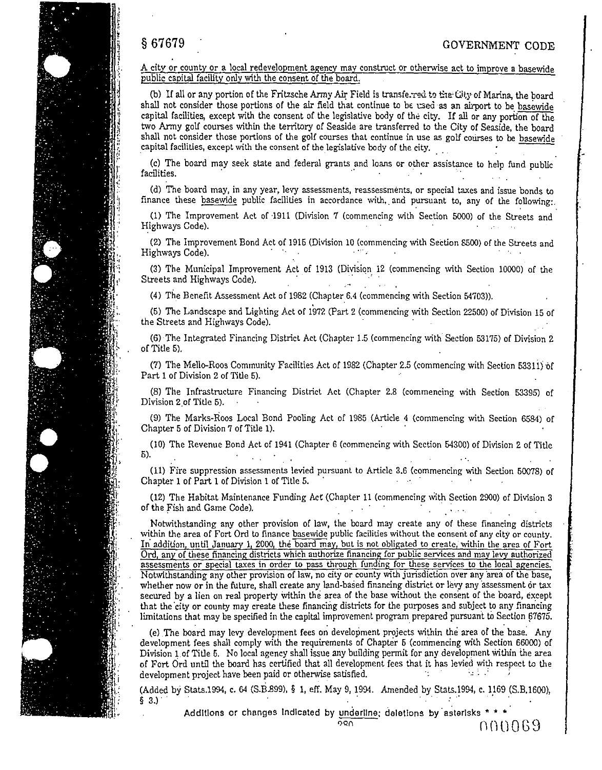A city or county or a local redevelopment agency may construct or otherwise act to improve a basewide public capital facility only with the consent of the board.

(b) If all or any portion of the Fritzsche Army Air Field is transferred to the City of Marina, the board shall not consider those portions of the air field that continue to be used as an airport to be basewide capital facilities, except with the consent of the legislative body of the city. If all or any portion of the two Army golf courses within the territory of Seaside are transferred to the City of Seaside, the board shall not consider those portions of the golf courses that continue in use as golf courses to be basewide capital facilities, except with the consent of the legislative body of the city.

(c) The board may seek state and federal grants and loans or other assistance to help fund public facilities.

(d) The board may, in any year, levy assessments, reassessments, or special taxes and issue bonds to finance these basewide public facilities in accordance with, and pursuant to, any of the following:

(1) The Improvement Act of 1911 (Division 7 (commencing with Section 5000) of the Streets and Highways Code).

(2) The Improvement Bond Act of 1915 (Division 10 (commencing with Section 8500) of the Streets and Highways Code).

(3) The Municipal Improvement Act of 1913 (Division 12 (commencing with Section 10000) of the Streets and Highways Code).

(4) The Benefit Assessment Act of 1982 (Chapter 6.4 (commencing with Section 54703)).

(5) The Landscape and Lighting Act of 1972 (Part 2 (commencing with Section 22500) of Division 15 of the Streets and Highways Code).

(6) The Integrated Financing District Act (Chapter 1.5 (commencing with Section 53175) of Division 2 of Title 5).

(7) The Mello-Roos Community Facilities Act of 1982 (Chapter 2.5 (commencing with Section 53311) of Part 1 of Division 2 of Title 5).

(8) The Infrastructure Financing District Act (Chapter 2.8 (commencing with Section 53395) of Division 2 of Title 5).

(9) The Marks-Roos Local Bond Pooling Act of 1985 (Article 4 (commencing with Section 6584) of Chapter 5 of Division 7 of Title 1).

(10) The Revenue Bond Act of 1941 (Chapter 6 (commencing with Section 54300) of Division 2 of Title 5).

(11) Fire suppression assessments levied pursuant to Article 3.6 (commencing with Section 50078) of Chapter 1 of Part 1 of Division 1 of Title 5.

(12) The Habitat Maintenance Funding Act (Chapter 11 (commencing with Section 2900) of Division 3 of the Fish and Game Code).

Notwithstanding any other provision of law, the board may create any of these financing districts within the area of Fort Ord to finance basewide public facilities without the consent of any city or county. In addition, until January 1, 2000, the board may, but is not obligated to create, within the area of Fort Ord, any of these financing districts which authorize financing for public services and may levy authorized assessments or special taxes in order to pass through funding for these services to the local agencies. Notwithstanding any other provision of law, no city or county with jurisdiction over any area of the base, whether now or in the future, shall create any land-based financing district or levy any assessment or tax secured by a lien on real property within the area of the base without the consent of the board, except that the city or county may create these financing districts for the purposes and subject to any financing limitations that may be specified in the capital improvement program prepared pursuant to Section 67675.

(e) The board may levy development fees on development projects within the area of the base. Any development fees shall comply with the requirements of Chapter 5 (commencing with Section 66000) of Division 1 of Title 5. No local agency shall issue any building permit for any development within the area of Fort Ord until the board has certified that all development fees that it has levied with respect to the development project have been paid or otherwise satisfied.

(Added by Stats.1994, c. 64 (S.B.899), § 1, eff. May 9, 1994. Amended by Stats.1994, c. 1169 (S.B.1600), § 3.)

Additions or changes indicated by underline; deletions by asterisks * * *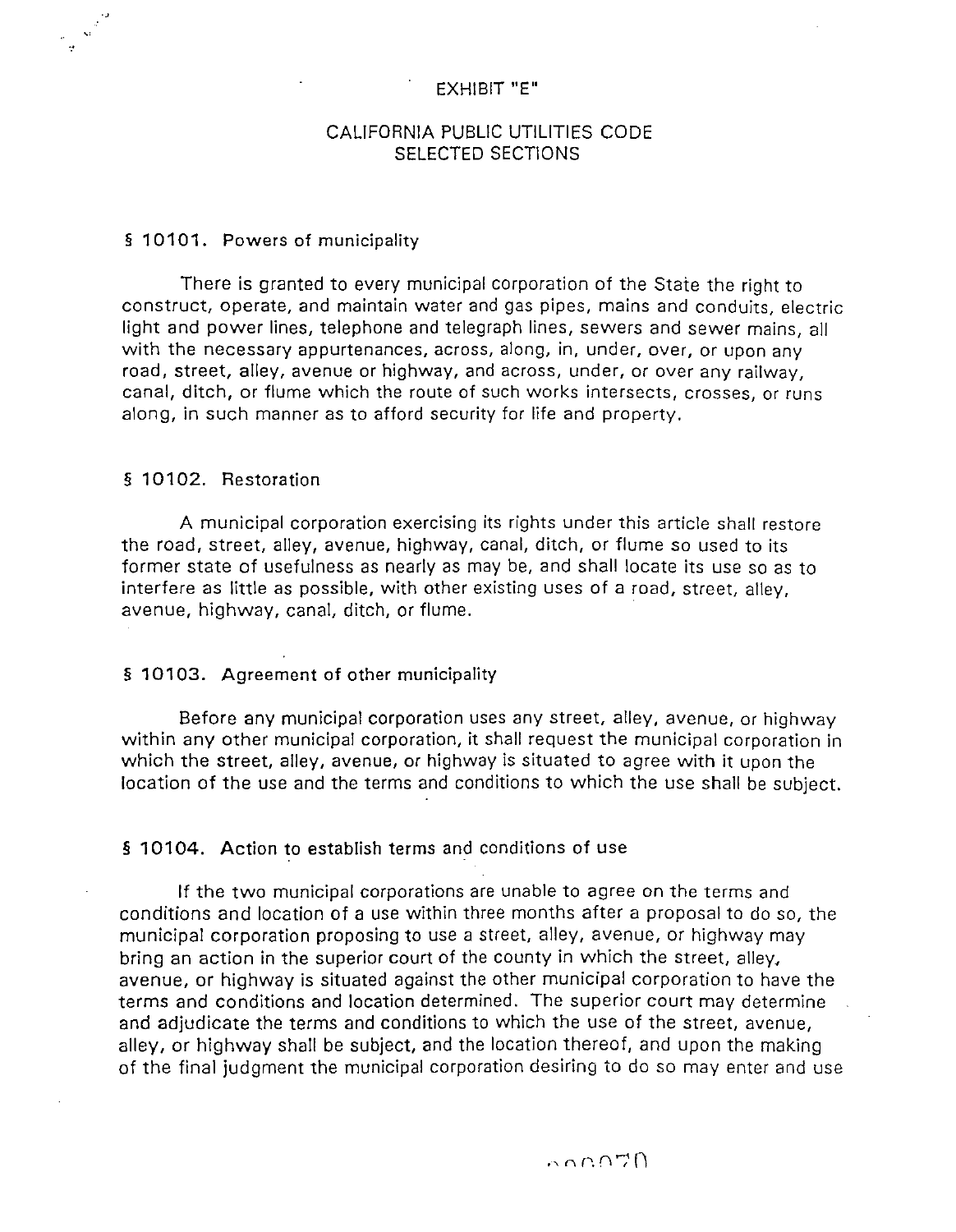EXHIBIT "E"

# CALIFORNIA PUBLIC UTILITIES CODE SELECTED SECTIONS

## § 10101. Powers of municipality

There is granted to every municipal corporation of the State the right to construct, operate, and maintain water and gas pipes, mains and conduits, electric light and power lines, telephone and telegraph lines, sewers and sewer mains, all with the necessary appurtenances, across, along, in, under, over, or upon any road, street, alley, avenue or highway, and across, under, or over any railway, canal, ditch, or flume which the route of such works intersects, crosses, or runs along, in such manner as to afford security for life and property.

## § 10102. Restoration

A municipal corporation exercising its rights under this article shall restore the road, street, alley, avenue, highway, canal, ditch, or flume so used to its former state of usefulness as nearly as may be, and shall locate its use so as to interfere as little as possible, with other existing uses of a road, street, alley, avenue, highway, canal, ditch, or flume.

## § 10103. Agreement of other municipality

Before any municipal corporation uses any street, alley, avenue, or highway within any other municipal corporation, it shall request the municipal corporation in which the street, alley, avenue, or highway is situated to agree with it upon the location of the use and the terms and conditions to which the use shall be subject.

## § 10104. Action to establish terms and conditions of use

If the two municipal corporations are unable to agree on the terms and conditions and location of a use within three months after a proposal to do so, the municipal corporation proposing to use a street, alley, avenue, or highway may bring an action in the superior court of the county in which the street, alley, avenue, or highway is situated against the other municipal corporation to have the terms and conditions and location determined. The superior court may determine and adjudicate the terms and conditions to which the use of the street, avenue, alley, or highway shall be subject, and the location thereof, and upon the making of the final judgment the municipal corporation desiring to do so may enter and use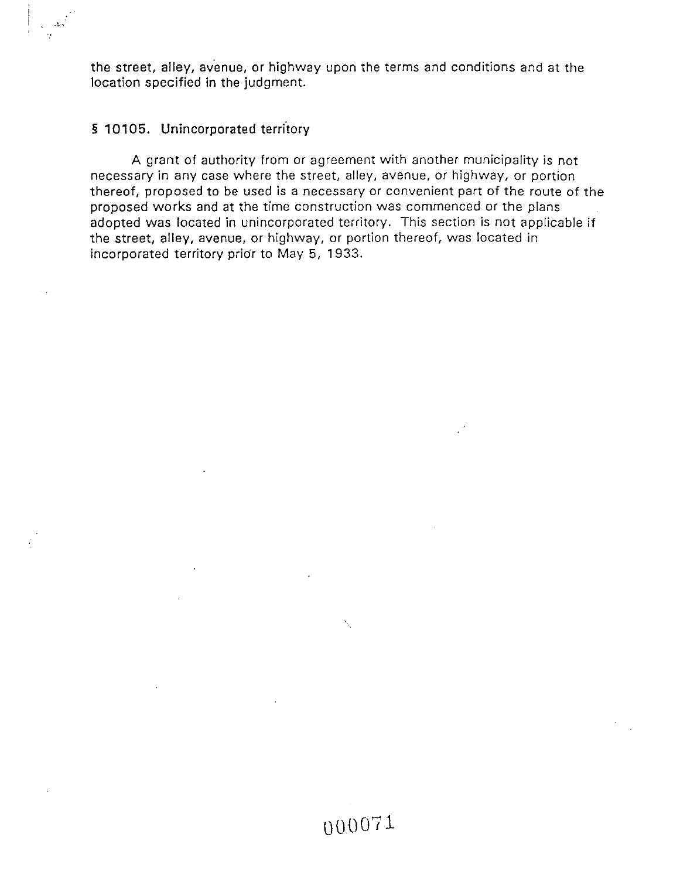the street, alley, avenue, or highway upon the terms and conditions and at the location specified in the judgment.

### § 10105. Unincorporated territory

A grant of authority from or agreement with another municipality is not necessary in any case where the street, alley, avenue, or highway, or portion thereof, proposed to be used is a necessary or convenient part of the route of the proposed works and at the time construction was commenced or the plans adopted was located in unincorporated territory. This section is not applicable if the street, alley, avenue, or highway, or portion thereof, was located in incorporated territory prior to May 5, 1933.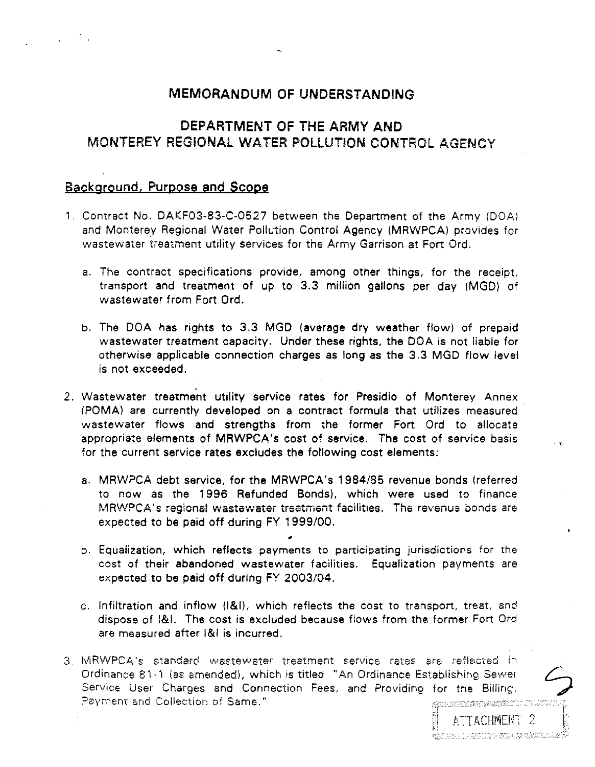# MEMORANDUM OF UNDERSTANDING

## DEPARTMENT OF THE ARMY AND MONTEREY REGIONAL WATER POLLUTION CONTROL AGENCY

### Background, Purpose and Scope

1. Contract No. DAKF03-83-C-0527 between the Department of the Army (DOA) and Monterey Regional Water Pollution Control Agency (MRWPCA) provides for wastewater treatment utility services for the Army Garrison at Fort Ord.

   a. The contract specifications provide, among other things, for the receipt, transport and treatment of up to 3.3 million gallons per day (MGD) of wastewater from Fort Ord.

   b. The DOA has rights to 3.3 MGD (average dry weather flow) of prepaid wastewater treatment capacity. Under these rights, the DOA is not liable for otherwise applicable connection charges as long as the 3.3 MGD flow level is not exceeded.

2. Wastewater treatment utility service rates for Presidio of Monterey Annex (POMA) are currently developed on a contract formula that utilizes measured wastewater flows and strengths from the former Fort Ord to allocate appropriate elements of MRWPCA's cost of service. The cost of service basis for the current service rates excludes the following cost elements:

   a. MRWPCA debt service, for the MRWPCA's 1984/85 revenue bonds (referred to now as the 1996 Refunded Bonds), which were used to finance MRWPCA's regional wastewater treatment facilities. The revenue bonds are expected to be paid off during FY 1999/00.

   b. Equalization, which reflects payments to participating jurisdictions for the cost of their abandoned wastewater facilities. Equalization payments are expected to be paid off during FY 2003/04.

   c. Infiltration and inflow (I&I), which reflects the cost to transport, treat, and dispose of I&I. The cost is excluded because flows from the former Fort Ord are measured after I&I is incurred.

3. MRWPCA's standard wastewater treatment service rates are reflected in Ordinance 81-1 (as amended), which is titled "An Ordinance Establishing Sewer Service User Charges and Connection Fees, and Providing for the Billing, Payment and Collection of Same."

ATTACHMENT 2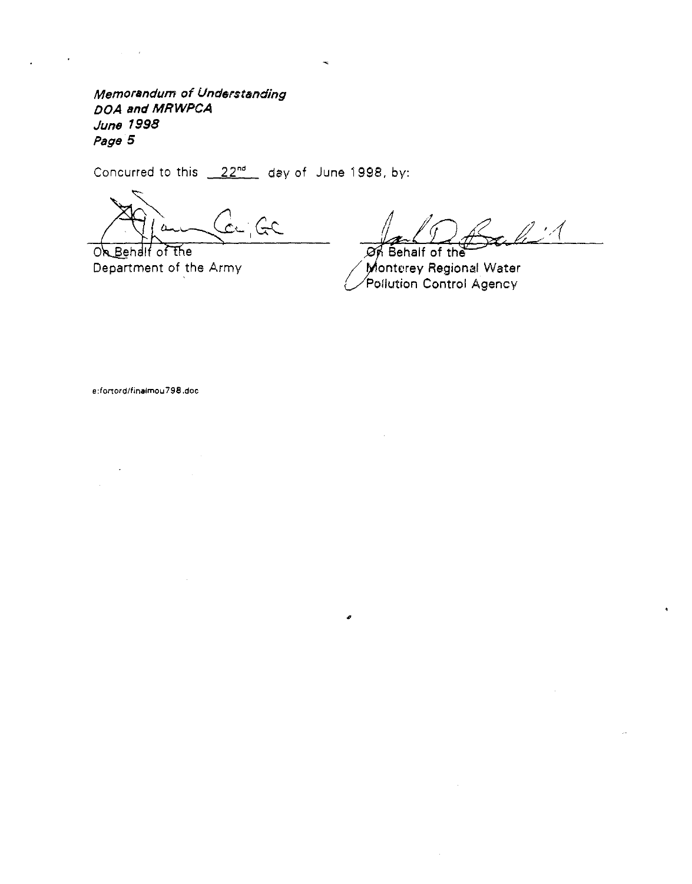*Memorandum of Understanding*
*DOA and MRWPCA*
*June 1998*
*Page 5*

Concurred to this 22nd day of June 1998, by:

On Behalf of the
Department of the Army

On Behalf of the
Monterey Regional Water
Pollution Control Agency

e:fortord/finalmou798.doc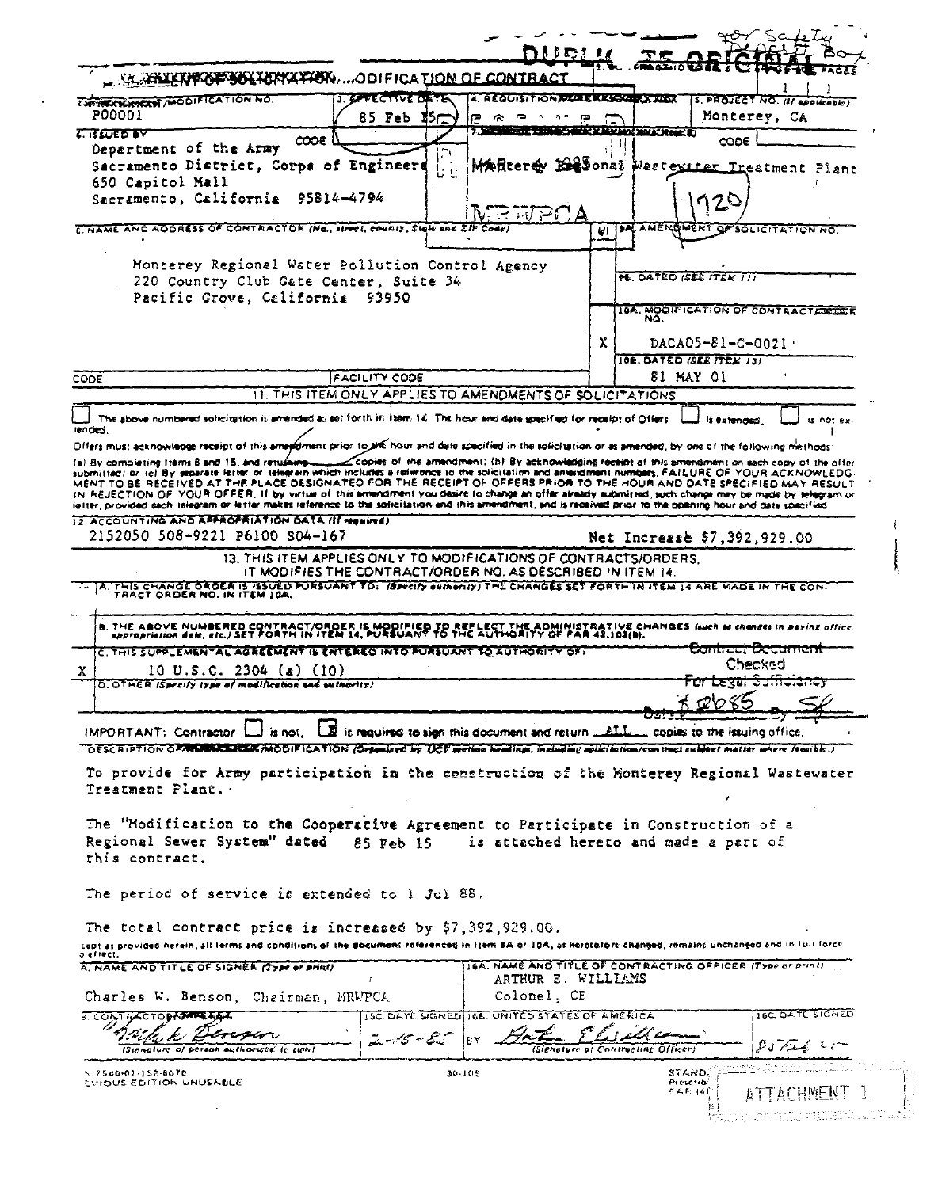DUPLICATE ORIGINAL

For Safety Deposit Box

## AMENDMENT OF SOLICITATION/MODIFICATION OF CONTRACT

1. CONTRACT ID CODE | PAGE OF PAGES 1 | 1

2. AMENDMENT/MODIFICATION NO.: P00001

3. EFFECTIVE DATE: 85 Feb 15

4. REQUISITION/PURCHASE REQ. NO.:

5. PROJECT NO. (If applicable): Monterey, CA

6. ISSUED BY: CODE
Department of the Army
Sacramento District, Corps of Engineers
650 Capitol Mall
Sacramento, California 95814-4794

7. ADMINISTERED BY (If other than Item 6): CODE
Monterey Regional Wastewater Treatment Plant

MRWPCA

1720

8. NAME AND ADDRESS OF CONTRACTOR (No., street, county, State and ZIP Code)

Monterey Regional Water Pollution Control Agency
220 Country Club Gate Center, Suite 34
Pacific Grove, California 93950

9A. AMENDMENT OF SOLICITATION NO.

9B. DATED (SEE ITEM 11)

X 10A. MODIFICATION OF CONTRACT/ORDER NO.: DACA05-81-C-0021

10B. DATED (SEE ITEM 13): 81 MAY 01

CODE | FACILITY CODE

### 11. THIS ITEM ONLY APPLIES TO AMENDMENTS OF SOLICITATIONS

☐ The above numbered solicitation is amended as set forth in Item 14. The hour and date specified for receipt of Offers ☐ is extended, ☐ is not extended.

Offers must acknowledge receipt of this amendment prior to the hour and date specified in the solicitation or as amended, by one of the following methods: (a) By completing Items 8 and 15, and returning ___ copies of the amendment; (b) By acknowledging receipt of this amendment on each copy of the offer submitted; or (c) By separate letter or telegram which includes a reference to the solicitation and amendment numbers. FAILURE OF YOUR ACKNOWLEDGMENT TO BE RECEIVED AT THE PLACE DESIGNATED FOR THE RECEIPT OF OFFERS PRIOR TO THE HOUR AND DATE SPECIFIED MAY RESULT IN REJECTION OF YOUR OFFER. If by virtue of this amendment you desire to change an offer already submitted, such change may be made by telegram or letter, provided each telegram or letter makes reference to the solicitation and this amendment, and is received prior to the opening hour and date specified.

12. ACCOUNTING AND APPROPRIATION DATA (If required)
2152050 508-9221 P6100 S04-167 — Net Increase $7,392,929.00

### 13. THIS ITEM APPLIES ONLY TO MODIFICATIONS OF CONTRACTS/ORDERS, IT MODIFIES THE CONTRACT/ORDER NO. AS DESCRIBED IN ITEM 14.

A. THIS CHANGE ORDER IS ISSUED PURSUANT TO: (Specify authority) THE CHANGES SET FORTH IN ITEM 14 ARE MADE IN THE CONTRACT ORDER NO. IN ITEM 10A.

B. THE ABOVE NUMBERED CONTRACT/ORDER IS MODIFIED TO REFLECT THE ADMINISTRATIVE CHANGES (such as changes in paying office, appropriation date, etc.) SET FORTH IN ITEM 14, PURSUANT TO THE AUTHORITY OF FAR 43.103(b).

X C. THIS SUPPLEMENTAL AGREEMENT IS ENTERED INTO PURSUANT TO AUTHORITY OF: 10 U.S.C. 2304 (a) (10)

D. OTHER (Specify type of modification and authority)

Contract Document Checked For Legal Sufficiency Date 8 Feb 85 By SF

IMPORTANT: Contractor ☐ is not, ☒ is required to sign this document and return ALL copies to the issuing office.

14. DESCRIPTION OF AMENDMENT/MODIFICATION (Organized by UCF section headings, including solicitation/contract subject matter where feasible.)

To provide for Army participation in the construction of the Monterey Regional Wastewater Treatment Plant.

The "Modification to the Cooperative Agreement to Participate in Construction of a Regional Sewer System" dated 85 Feb 15 is attached hereto and made a part of this contract.

The period of service is extended to 1 Jul 88.

The total contract price is increased by $7,392,929.00.

Except as provided herein, all terms and conditions of the document referenced in Item 9A or 10A, as heretofore changed, remains unchanged and in full force and effect.

15A. NAME AND TITLE OF SIGNER (Type or print): Charles W. Benson, Chairman, MRWPCA

16A. NAME AND TITLE OF CONTRACTING OFFICER (Type or print): ARTHUR E. WILLIAMS, Colonel, CE

15B. CONTRACTOR/OFFEROR: [signature] (Signature of person authorized to sign)

15C. DATE SIGNED: 2-15-85

16B. UNITED STATES OF AMERICA BY [signature] (Signature of Contracting Officer)

16C. DATE SIGNED: 85 Feb 15

NSN 7540-01-152-8070
PREVIOUS EDITION UNUSABLE

30-105

STANDARD FORM 30
Prescribed by GSA FAR (48 CFR) 53.243

ATTACHMENT 1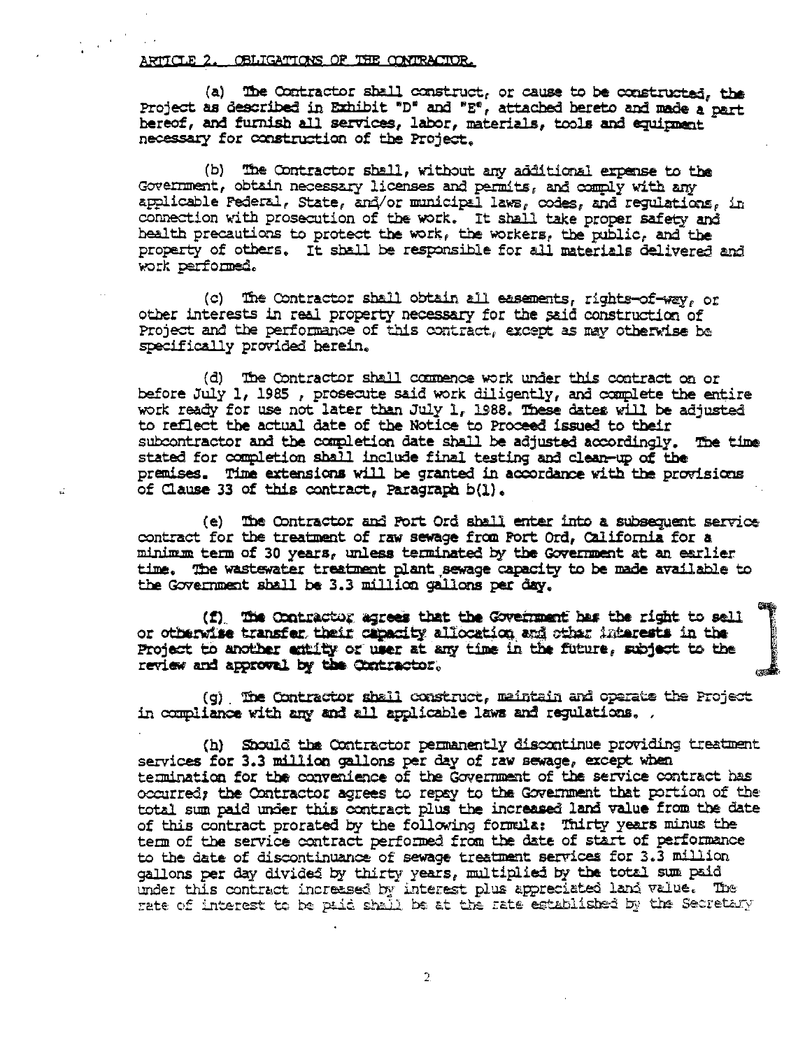ARTICLE 2. OBLIGATIONS OF THE CONTRACTOR.

(a) The Contractor shall construct, or cause to be constructed, the Project as described in Exhibit "D" and "E", attached hereto and made a part hereof, and furnish all services, labor, materials, tools and equipment necessary for construction of the Project.

(b) The Contractor shall, without any additional expense to the Government, obtain necessary licenses and permits, and comply with any applicable Federal, State, and/or municipal laws, codes, and regulations, in connection with prosecution of the work. It shall take proper safety and health precautions to protect the work, the workers, the public, and the property of others. It shall be responsible for all materials delivered and work performed.

(c) The Contractor shall obtain all easements, rights-of-way, or other interests in real property necessary for the said construction of Project and the performance of this contract, except as may otherwise be specifically provided herein.

(d) The Contractor shall commence work under this contract on or before July 1, 1985 , prosecute said work diligently, and complete the entire work ready for use not later than July 1, 1988. These dates will be adjusted to reflect the actual date of the Notice to Proceed issued to their subcontractor and the completion date shall be adjusted accordingly. The time stated for completion shall include final testing and clean-up of the premises. Time extensions will be granted in accordance with the provisions of Clause 33 of this contract, Paragraph b(1).

(e) The Contractor and Fort Ord shall enter into a subsequent service contract for the treatment of raw sewage from Fort Ord, California for a minimum term of 30 years, unless terminated by the Government at an earlier time. The wastewater treatment plant sewage capacity to be made available to the Government shall be 3.3 million gallons per day.

(f) The Contractor agrees that the Government has the right to sell or otherwise transfer their capacity allocation and other interests in the Project to another entity or user at any time in the future, subject to the review and approval by the Contractor.

(g) The Contractor shall construct, maintain and operate the Project in compliance with any and all applicable laws and regulations.

(h) Should the Contractor permanently discontinue providing treatment services for 3.3 million gallons per day of raw sewage, except when termination for the convenience of the Government of the service contract has occurred; the Contractor agrees to repay to the Government that portion of the total sum paid under this contract plus the increased land value from the date of this contract prorated by the following formula: Thirty years minus the term of the service contract performed from the date of start of performance to the date of discontinuance of sewage treatment services for 3.3 million gallons per day divided by thirty years, multiplied by the total sum paid under this contract increased by interest plus appreciated land value. The rate of interest to be paid shall be at the rate established by the Secretary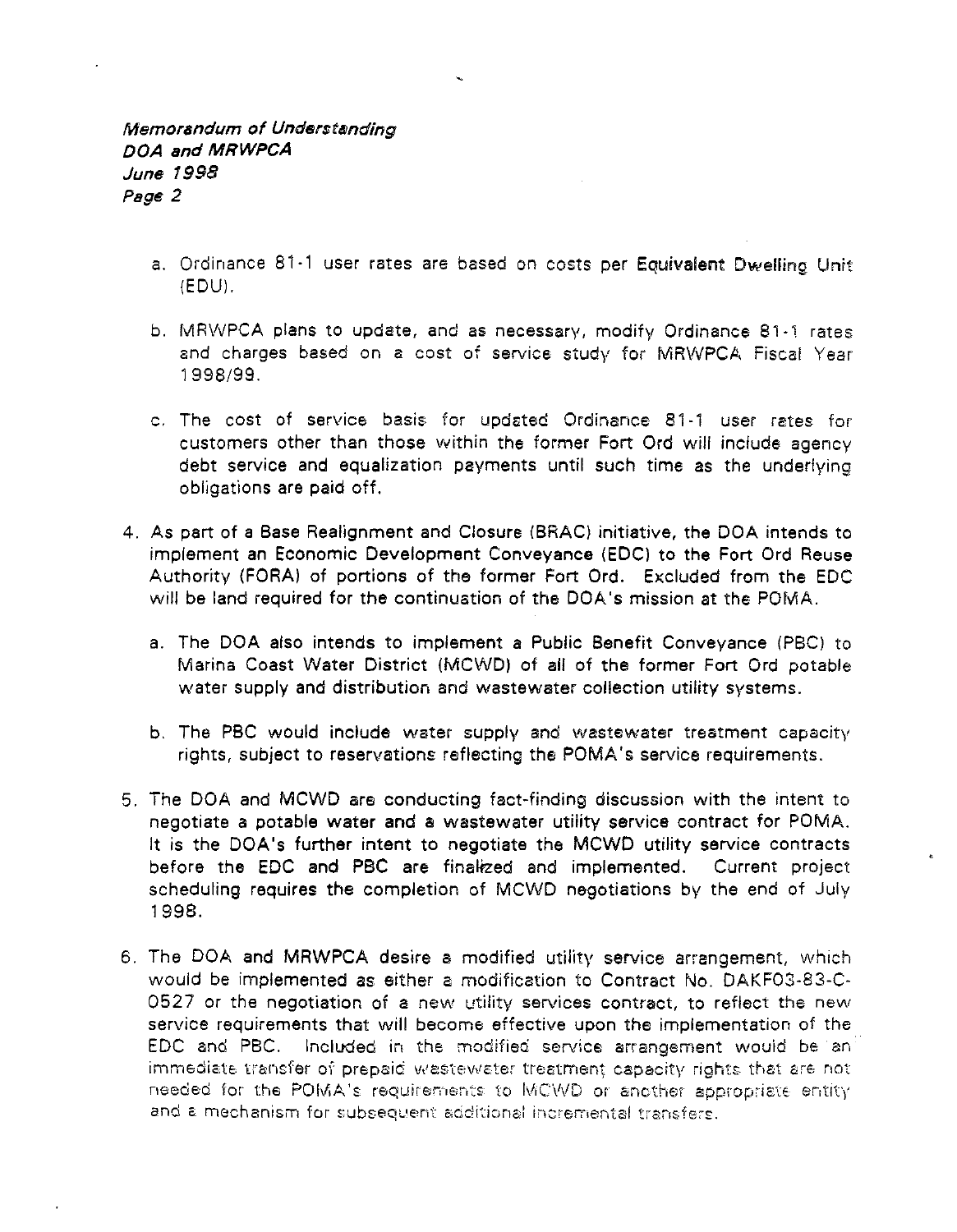a. Ordinance 81-1 user rates are based on costs per Equivalent Dwelling Unit (EDU).

b. MRWPCA plans to update, and as necessary, modify Ordinance 81-1 rates and charges based on a cost of service study for MRWPCA Fiscal Year 1998/99.

c. The cost of service basis for updated Ordinance 81-1 user rates for customers other than those within the former Fort Ord will include agency debt service and equalization payments until such time as the underlying obligations are paid off.

4. As part of a Base Realignment and Closure (BRAC) initiative, the DOA intends to implement an Economic Development Conveyance (EDC) to the Fort Ord Reuse Authority (FORA) of portions of the former Fort Ord. Excluded from the EDC will be land required for the continuation of the DOA's mission at the POMA.

   a. The DOA also intends to implement a Public Benefit Conveyance (PBC) to Marina Coast Water District (MCWD) of all of the former Fort Ord potable water supply and distribution and wastewater collection utility systems.

   b. The PBC would include water supply and wastewater treatment capacity rights, subject to reservations reflecting the POMA's service requirements.

5. The DOA and MCWD are conducting fact-finding discussion with the intent to negotiate a potable water and a wastewater utility service contract for POMA. It is the DOA's further intent to negotiate the MCWD utility service contracts before the EDC and PBC are finalized and implemented. Current project scheduling requires the completion of MCWD negotiations by the end of July 1998.

6. The DOA and MRWPCA desire a modified utility service arrangement, which would be implemented as either a modification to Contract No. DAKF03-83-C-0527 or the negotiation of a new utility services contract, to reflect the new service requirements that will become effective upon the implementation of the EDC and PBC. Included in the modified service arrangement would be an immediate transfer of prepaid wastewater treatment capacity rights that are not needed for the POMA's requirements to MCWD or another appropriate entity and a mechanism for subsequent additional incremental transfers.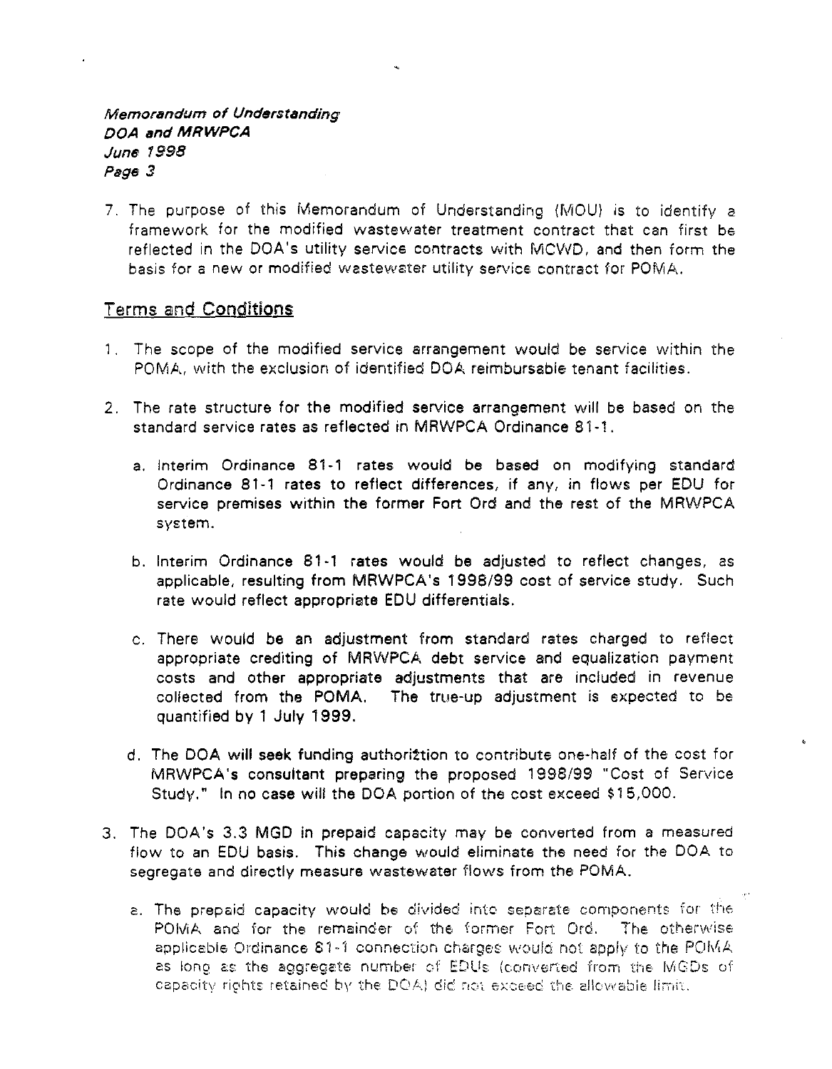7. The purpose of this Memorandum of Understanding (MOU) is to identify a framework for the modified wastewater treatment contract that can first be reflected in the DOA's utility service contracts with MCWD, and then form the basis for a new or modified wastewater utility service contract for POMA.

## Terms and Conditions

1. The scope of the modified service arrangement would be service within the POMA, with the exclusion of identified DOA reimbursable tenant facilities.

2. The rate structure for the modified service arrangement will be based on the standard service rates as reflected in MRWPCA Ordinance 81-1.

   a. Interim Ordinance 81-1 rates would be based on modifying standard Ordinance 81-1 rates to reflect differences, if any, in flows per EDU for service premises within the former Fort Ord and the rest of the MRWPCA system.

   b. Interim Ordinance 81-1 rates would be adjusted to reflect changes, as applicable, resulting from MRWPCA's 1998/99 cost of service study. Such rate would reflect appropriate EDU differentials.

   c. There would be an adjustment from standard rates charged to reflect appropriate crediting of MRWPCA debt service and equalization payment costs and other appropriate adjustments that are included in revenue collected from the POMA. The true-up adjustment is expected to be quantified by 1 July 1999.

   d. The DOA will seek funding authoriztion to contribute one-half of the cost for MRWPCA's consultant preparing the proposed 1998/99 "Cost of Service Study." In no case will the DOA portion of the cost exceed $15,000.

3. The DOA's 3.3 MGD in prepaid capacity may be converted from a measured flow to an EDU basis. This change would eliminate the need for the DOA to segregate and directly measure wastewater flows from the POMA.

   a. The prepaid capacity would be divided into separate components for the POMA and for the remainder of the former Fort Ord. The otherwise applicable Ordinance 81-1 connection charges would not apply to the POMA as long as the aggregate number of EDUs (converted from the MGDs of capacity rights retained by the DOA) did not exceed the allowable limit.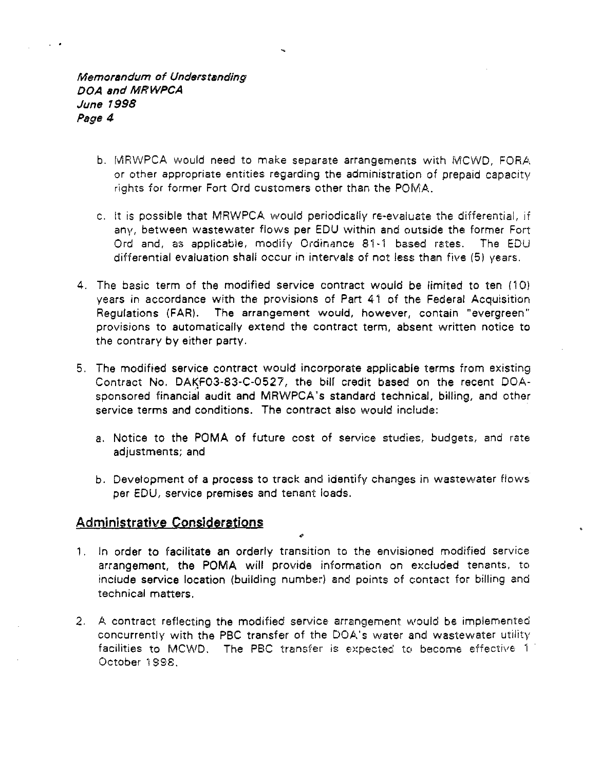b. MRWPCA would need to make separate arrangements with MCWD, FORA or other appropriate entities regarding the administration of prepaid capacity rights for former Fort Ord customers other than the POMA.

c. It is possible that MRWPCA would periodically re-evaluate the differential, if any, between wastewater flows per EDU within and outside the former Fort Ord and, as applicable, modify Ordinance 81-1 based rates. The EDU differential evaluation shall occur in intervals of not less than five (5) years.

4. The basic term of the modified service contract would be limited to ten (10) years in accordance with the provisions of Part 41 of the Federal Acquisition Regulations (FAR). The arrangement would, however, contain "evergreen" provisions to automatically extend the contract term, absent written notice to the contrary by either party.

5. The modified service contract would incorporate applicable terms from existing Contract No. DAKF03-83-C-0527, the bill credit based on the recent DOA-sponsored financial audit and MRWPCA's standard technical, billing, and other service terms and conditions. The contract also would include:

   a. Notice to the POMA of future cost of service studies, budgets, and rate adjustments; and

   b. Development of a process to track and identify changes in wastewater flows per EDU, service premises and tenant loads.

## Administrative Considerations

1. In order to facilitate an orderly transition to the envisioned modified service arrangement, the POMA will provide information on excluded tenants, to include service location (building number) and points of contact for billing and technical matters.

2. A contract reflecting the modified service arrangement would be implemented concurrently with the PBC transfer of the DOA's water and wastewater utility facilities to MCWD. The PBC transfer is expected to become effective 1 October 1998.